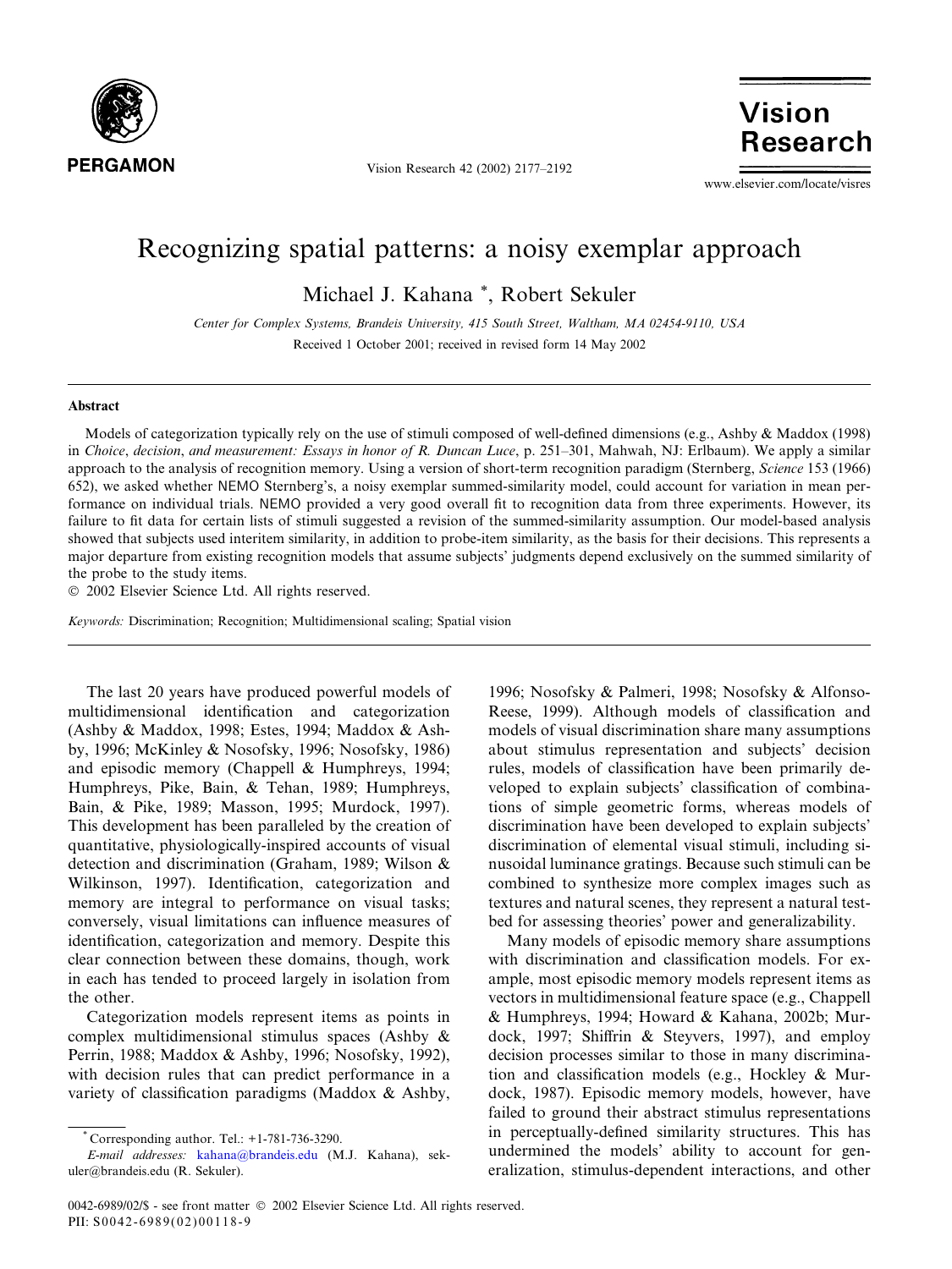# Recognizing spatial patterns: a noisy exemplar approach

Michael J. Kahana *, Robert Sekuler

*Center for Complex Systems, Brandeis University, 415 South Street, Waltham, MA 02454-9110, USA*

Received 1 October 2001; received in revised form 14 May 2002

## Abstract

Models of categorization typically rely on the use of stimuli composed of well-defined dimensions (e.g., Ashby & Maddox (1998) in *Choice, decision, and measurement: Essays in honor of R. Duncan Luce*, p. 251–301, Mahwah, NJ: Erlbaum). We apply a similar approach to the analysis of recognition memory. Using a version of short-term recognition paradigm (Sternberg, *Science* 153 (1966) 652), we asked whether NEMO Sternberg's, a noisy exemplar summed-similarity model, could account for variation in mean performance on individual trials. NEMO provided a very good overall fit to recognition data from three experiments. However, its failure to fit data for certain lists of stimuli suggested a revision of the summed-similarity assumption. Our model-based analysis showed that subjects used interitem similarity, in addition to probe-item similarity, as the basis for their decisions. This represents a major departure from existing recognition models that assume subjects' judgments depend exclusively on the summed similarity of the probe to the study items.

© 2002 Elsevier Science Ltd. All rights reserved.

*Keywords:* Discrimination; Recognition; Multidimensional scaling; Spatial vision

The last 20 years have produced powerful models of multidimensional identification and categorization (Ashby & Maddox, 1998; Estes, 1994; Maddox & Ashby, 1996; McKinley & Nosofsky, 1996; Nosofsky, 1986) and episodic memory (Chappell & Humphreys, 1994; Humphreys, Pike, Bain, & Tehan, 1989; Humphreys, Bain, & Pike, 1989; Masson, 1995; Murdock, 1997). This development has been paralleled by the creation of quantitative, physiologically-inspired accounts of visual detection and discrimination (Graham, 1989; Wilson & Wilkinson, 1997). Identification, categorization and memory are integral to performance on visual tasks; conversely, visual limitations can influence measures of identification, categorization and memory. Despite this clear connection between these domains, though, work in each has tended to proceed largely in isolation from the other.

Categorization models represent items as points in complex multidimensional stimulus spaces (Ashby & Perrin, 1988; Maddox & Ashby, 1996; Nosofsky, 1992), with decision rules that can predict performance in a variety of classification paradigms (Maddox & Ashby, 1996; Nosofsky & Palmeri, 1998; Nosofsky & Alfonso-Reese, 1999). Although models of classification and models of visual discrimination share many assumptions about stimulus representation and subjects' decision rules, models of classification have been primarily developed to explain subjects' classification of combinations of simple geometric forms, whereas models of discrimination have been developed to explain subjects' discrimination of elemental visual stimuli, including sinusoidal luminance gratings. Because such stimuli can be combined to synthesize more complex images such as textures and natural scenes, they represent a natural testbed for assessing theories' power and generalizability.

Many models of episodic memory share assumptions with discrimination and classification models. For example, most episodic memory models represent items as vectors in multidimensional feature space (e.g., Chappell & Humphreys, 1994; Howard & Kahana, 2002b; Murdock, 1997; Shiffrin & Steyvers, 1997), and employ decision processes similar to those in many discrimination and classification models (e.g., Hockley & Murdock, 1987). Episodic memory models, however, have failed to ground their abstract stimulus representations in perceptually-defined similarity structures. This has undermined the models' ability to account for generalization, stimulus-dependent interactions, and other

* Corresponding author. Tel.: +1-781-736-3290.
*E-mail addresses:* kahana@brandeis.edu (M.J. Kahana), sekuler@brandeis.edu (R. Sekuler).

0042-6989/02/$ - see front matter © 2002 Elsevier Science Ltd. All rights reserved.
PII: S0042-6989(02)00118-9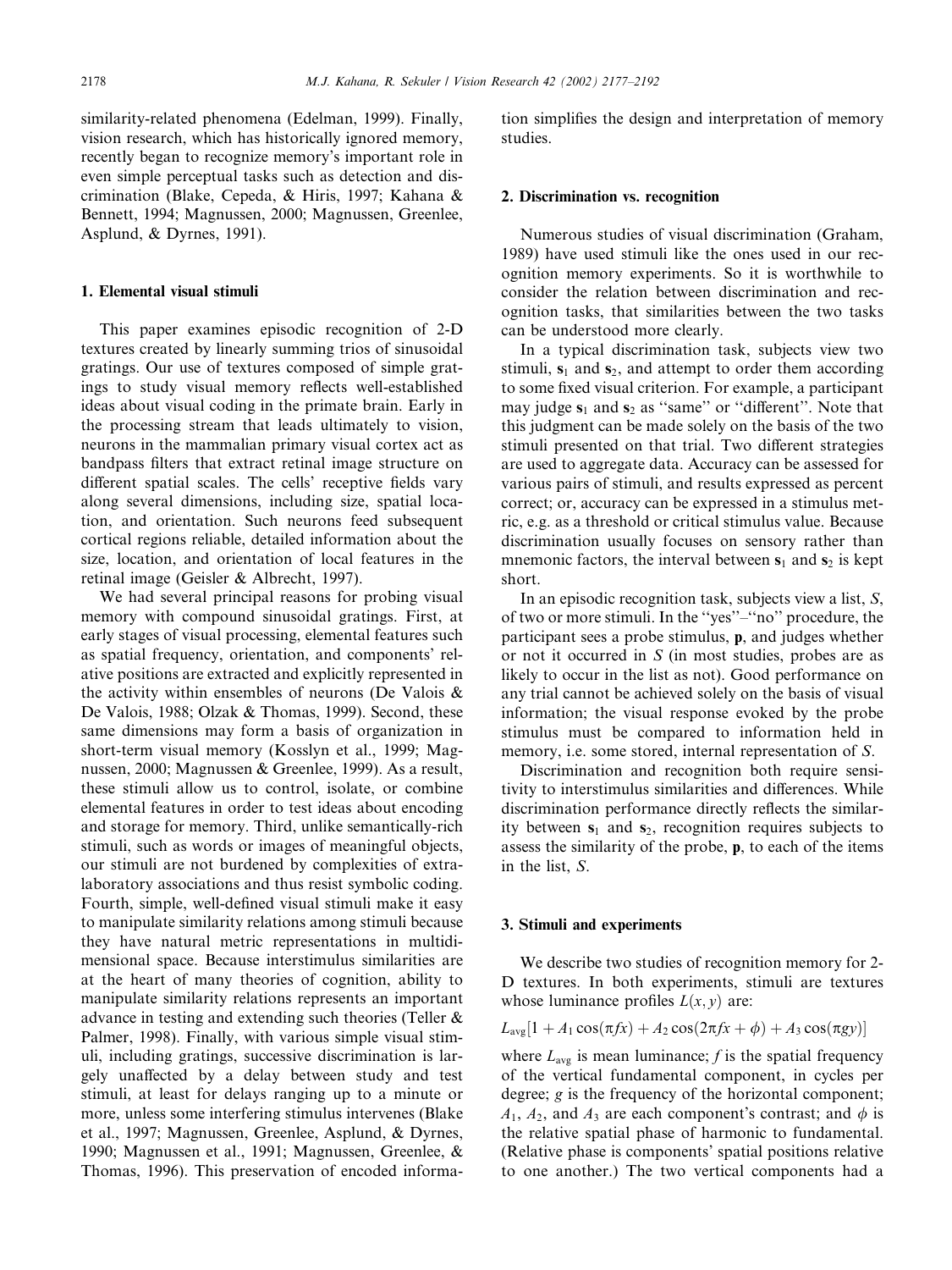similarity-related phenomena (Edelman, 1999). Finally, vision research, which has historically ignored memory, recently began to recognize memory's important role in even simple perceptual tasks such as detection and discrimination (Blake, Cepeda, & Hiris, 1997; Kahana & Bennett, 1994; Magnussen, 2000; Magnussen, Greenlee, Asplund, & Dyrnes, 1991).

## 1. Elemental visual stimuli

This paper examines episodic recognition of 2-D textures created by linearly summing trios of sinusoidal gratings. Our use of textures composed of simple gratings to study visual memory reflects well-established ideas about visual coding in the primate brain. Early in the processing stream that leads ultimately to vision, neurons in the mammalian primary visual cortex act as bandpass filters that extract retinal image structure on different spatial scales. The cells' receptive fields vary along several dimensions, including size, spatial location, and orientation. Such neurons feed subsequent cortical regions reliable, detailed information about the size, location, and orientation of local features in the retinal image (Geisler & Albrecht, 1997).

We had several principal reasons for probing visual memory with compound sinusoidal gratings. First, at early stages of visual processing, elemental features such as spatial frequency, orientation, and components' relative positions are extracted and explicitly represented in the activity within ensembles of neurons (De Valois & De Valois, 1988; Olzak & Thomas, 1999). Second, these same dimensions may form a basis of organization in short-term visual memory (Kosslyn et al., 1999; Magnussen, 2000; Magnussen & Greenlee, 1999). As a result, these stimuli allow us to control, isolate, or combine elemental features in order to test ideas about encoding and storage for memory. Third, unlike semantically-rich stimuli, such as words or images of meaningful objects, our stimuli are not burdened by complexities of extra-laboratory associations and thus resist symbolic coding. Fourth, simple, well-defined visual stimuli make it easy to manipulate similarity relations among stimuli because they have natural metric representations in multidimensional space. Because interstimulus similarities are at the heart of many theories of cognition, ability to manipulate similarity relations represents an important advance in testing and extending such theories (Teller & Palmer, 1998). Finally, with various simple visual stimuli, including gratings, successive discrimination is largely unaffected by a delay between study and test stimuli, at least for delays ranging up to a minute or more, unless some interfering stimulus intervenes (Blake et al., 1997; Magnussen, Greenlee, Asplund, & Dyrnes, 1990; Magnussen et al., 1991; Magnussen, Greenlee, & Thomas, 1996). This preservation of encoded information simplifies the design and interpretation of memory studies.

## 2. Discrimination vs. recognition

Numerous studies of visual discrimination (Graham, 1989) have used stimuli like the ones used in our recognition memory experiments. So it is worthwhile to consider the relation between discrimination and recognition tasks, that similarities between the two tasks can be understood more clearly.

In a typical discrimination task, subjects view two stimuli, $\mathbf{s}_1$ and $\mathbf{s}_2$, and attempt to order them according to some fixed visual criterion. For example, a participant may judge $\mathbf{s}_1$ and $\mathbf{s}_2$ as "same" or "different". Note that this judgment can be made solely on the basis of the two stimuli presented on that trial. Two different strategies are used to aggregate data. Accuracy can be assessed for various pairs of stimuli, and results expressed as percent correct; or, accuracy can be expressed in a stimulus metric, e.g. as a threshold or critical stimulus value. Because discrimination usually focuses on sensory rather than mnemonic factors, the interval between $\mathbf{s}_1$ and $\mathbf{s}_2$ is kept short.

In an episodic recognition task, subjects view a list, $S$, of two or more stimuli. In the "yes"–"no" procedure, the participant sees a probe stimulus, $\mathbf{p}$, and judges whether or not it occurred in $S$ (in most studies, probes are as likely to occur in the list as not). Good performance on any trial cannot be achieved solely on the basis of visual information; the visual response evoked by the probe stimulus must be compared to information held in memory, i.e. some stored, internal representation of $S$.

Discrimination and recognition both require sensitivity to interstimulus similarities and differences. While discrimination performance directly reflects the similarity between $\mathbf{s}_1$ and $\mathbf{s}_2$, recognition requires subjects to assess the similarity of the probe, $\mathbf{p}$, to each of the items in the list, $S$.

## 3. Stimuli and experiments

We describe two studies of recognition memory for 2-D textures. In both experiments, stimuli are textures whose luminance profiles $L(x, y)$ are:

$$L_{\text{avg}}[1 + A_1 \cos(\pi f x) + A_2 \cos(2\pi f x + \phi) + A_3 \cos(\pi g y)]$$

where $L_{\text{avg}}$ is mean luminance; $f$ is the spatial frequency of the vertical fundamental component, in cycles per degree; $g$ is the frequency of the horizontal component; $A_1$, $A_2$, and $A_3$ are each component's contrast; and $\phi$ is the relative spatial phase of harmonic to fundamental. (Relative phase is components' spatial positions relative to one another.) The two vertical components had a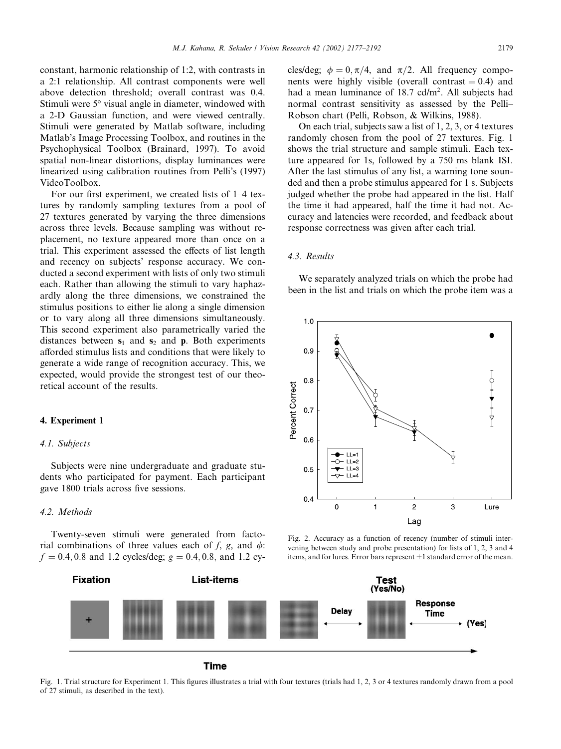constant, harmonic relationship of 1:2, with contrasts in a 2:1 relationship. All contrast components were well above detection threshold; overall contrast was 0.4. Stimuli were 5° visual angle in diameter, windowed with a 2-D Gaussian function, and were viewed centrally. Stimuli were generated by Matlab software, including Matlab's Image Processing Toolbox, and routines in the Psychophysical Toolbox (Brainard, 1997). To avoid spatial non-linear distortions, display luminances were linearized using calibration routines from Pelli's (1997) VideoToolbox.

For our first experiment, we created lists of 1–4 textures by randomly sampling textures from a pool of 27 textures generated by varying the three dimensions across three levels. Because sampling was without replacement, no texture appeared more than once on a trial. This experiment assessed the effects of list length and recency on subjects' response accuracy. We conducted a second experiment with lists of only two stimuli each. Rather than allowing the stimuli to vary haphazardly along the three dimensions, we constrained the stimulus positions to either lie along a single dimension or to vary along all three dimensions simultaneously. This second experiment also parametrically varied the distances between $\mathbf{s}_1$ and $\mathbf{s}_2$ and $\mathbf{p}$. Both experiments afforded stimulus lists and conditions that were likely to generate a wide range of recognition accuracy. This, we expected, would provide the strongest test of our theoretical account of the results.

## 4. Experiment 1

### 4.1. Subjects

Subjects were nine undergraduate and graduate students who participated for payment. Each participant gave 1800 trials across five sessions.

### 4.2. Methods

Twenty-seven stimuli were generated from factorial combinations of three values each of $f$, $g$, and $\phi$: $f = 0.4, 0.8$ and 1.2 cycles/deg; $g = 0.4, 0.8$, and 1.2 cycles/deg; $\phi = 0, \pi/4$, and $\pi/2$. All frequency components were highly visible (overall contrast = 0.4) and had a mean luminance of 18.7 cd/m$^2$. All subjects had normal contrast sensitivity as assessed by the Pelli–Robson chart (Pelli, Robson, & Wilkins, 1988).

On each trial, subjects saw a list of 1, 2, 3, or 4 textures randomly chosen from the pool of 27 textures. Fig. 1 shows the trial structure and sample stimuli. Each texture appeared for 1s, followed by a 750 ms blank ISI. After the last stimulus of any list, a warning tone sounded and then a probe stimulus appeared for 1 s. Subjects judged whether the probe had appeared in the list. Half the time it had appeared, half the time it had not. Accuracy and latencies were recorded, and feedback about response correctness was given after each trial.

### 4.3. Results

We separately analyzed trials on which the probe had been in the list and trials on which the probe item was a

Fig. 2. Accuracy as a function of recency (number of stimuli intervening between study and probe presentation) for lists of 1, 2, 3 and 4 items, and for lures. Error bars represent ±1 standard error of the mean.

Fig. 1. Trial structure for Experiment 1. This figures illustrates a trial with four textures (trials had 1, 2, 3 or 4 textures randomly drawn from a pool of 27 stimuli, as described in the text).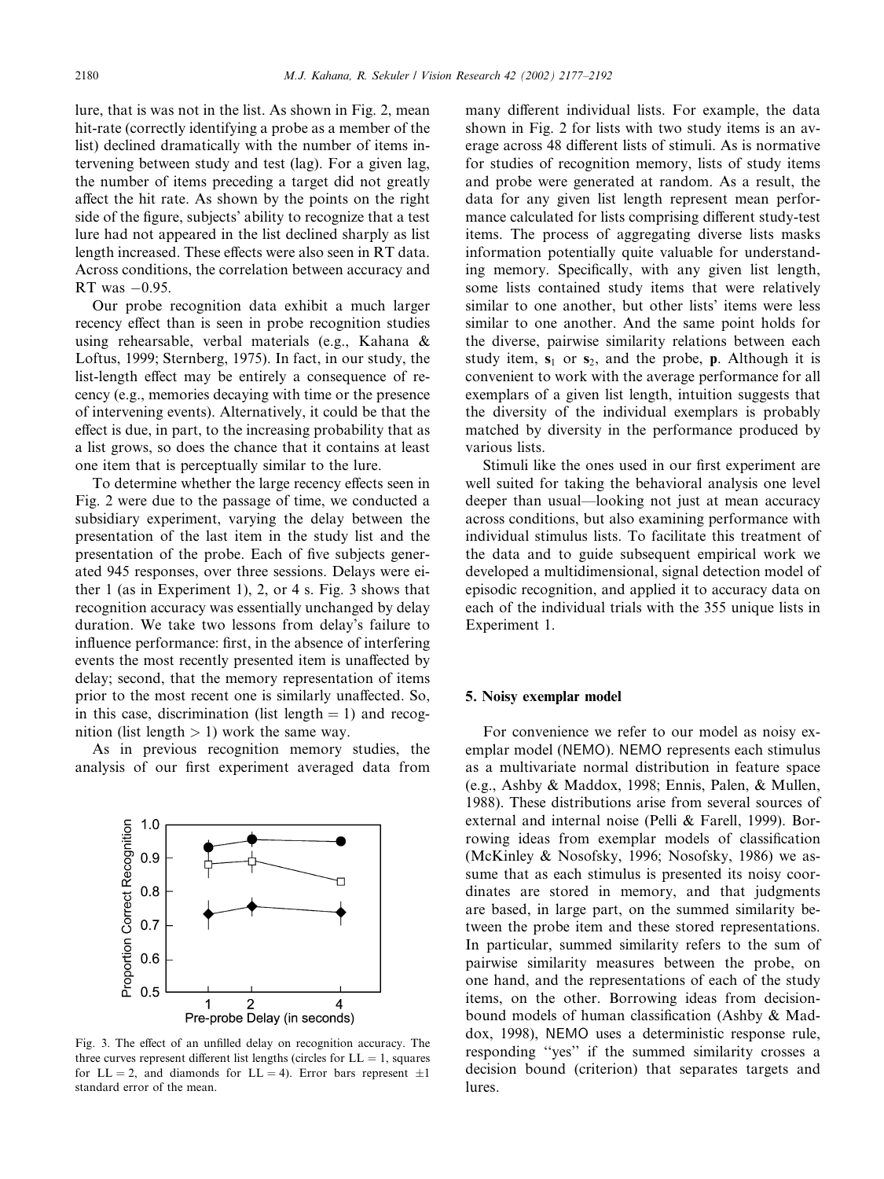lure, that is was not in the list. As shown in Fig. 2, mean hit-rate (correctly identifying a probe as a member of the list) declined dramatically with the number of items intervening between study and test (lag). For a given lag, the number of items preceding a target did not greatly affect the hit rate. As shown by the points on the right side of the figure, subjects' ability to recognize that a test lure had not appeared in the list declined sharply as list length increased. These effects were also seen in RT data. Across conditions, the correlation between accuracy and RT was −0.95.

Our probe recognition data exhibit a much larger recency effect than is seen in probe recognition studies using rehearsable, verbal materials (e.g., Kahana & Loftus, 1999; Sternberg, 1975). In fact, in our study, the list-length effect may be entirely a consequence of recency (e.g., memories decaying with time or the presence of intervening events). Alternatively, it could be that the effect is due, in part, to the increasing probability that as a list grows, so does the chance that it contains at least one item that is perceptually similar to the lure.

To determine whether the large recency effects seen in Fig. 2 were due to the passage of time, we conducted a subsidiary experiment, varying the delay between the presentation of the last item in the study list and the presentation of the probe. Each of five subjects generated 945 responses, over three sessions. Delays were either 1 (as in Experiment 1), 2, or 4 s. Fig. 3 shows that recognition accuracy was essentially unchanged by delay duration. We take two lessons from delay's failure to influence performance: first, in the absence of interfering events the most recently presented item is unaffected by delay; second, that the memory representation of items prior to the most recent one is similarly unaffected. So, in this case, discrimination (list length = 1) and recognition (list length > 1) work the same way.

As in previous recognition memory studies, the analysis of our first experiment averaged data from many different individual lists. For example, the data shown in Fig. 2 for lists with two study items is an average across 48 different lists of stimuli. As is normative for studies of recognition memory, lists of study items and probe were generated at random. As a result, the data for any given list length represent mean performance calculated for lists comprising different study-test items. The process of aggregating diverse lists masks information potentially quite valuable for understanding memory. Specifically, with any given list length, some lists contained study items that were relatively similar to one another, but other lists' items were less similar to one another. And the same point holds for the diverse, pairwise similarity relations between each study item, $\mathbf{s}_1$ or $\mathbf{s}_2$, and the probe, $\mathbf{p}$. Although it is convenient to work with the average performance for all exemplars of a given list length, intuition suggests that the diversity of the individual exemplars is probably matched by diversity in the performance produced by various lists.

Fig. 3. The effect of an unfilled delay on recognition accuracy. The three curves represent different list lengths (circles for LL = 1, squares for LL = 2, and diamonds for LL = 4). Error bars represent ±1 standard error of the mean.

Stimuli like the ones used in our first experiment are well suited for taking the behavioral analysis one level deeper than usual—looking not just at mean accuracy across conditions, but also examining performance with individual stimulus lists. To facilitate this treatment of the data and to guide subsequent empirical work we developed a multidimensional, signal detection model of episodic recognition, and applied it to accuracy data on each of the individual trials with the 355 unique lists in Experiment 1.

## 5. Noisy exemplar model

For convenience we refer to our model as noisy exemplar model (NEMO). NEMO represents each stimulus as a multivariate normal distribution in feature space (e.g., Ashby & Maddox, 1998; Ennis, Palen, & Mullen, 1988). These distributions arise from several sources of external and internal noise (Pelli & Farell, 1999). Borrowing ideas from exemplar models of classification (McKinley & Nosofsky, 1996; Nosofsky, 1986) we assume that as each stimulus is presented its noisy coordinates are stored in memory, and that judgments are based, in large part, on the summed similarity between the probe item and these stored representations. In particular, summed similarity refers to the sum of pairwise similarity measures between the probe, on one hand, and the representations of each of the study items, on the other. Borrowing ideas from decision-bound models of human classification (Ashby & Maddox, 1998), NEMO uses a deterministic response rule, responding "yes" if the summed similarity crosses a decision bound (criterion) that separates targets and lures.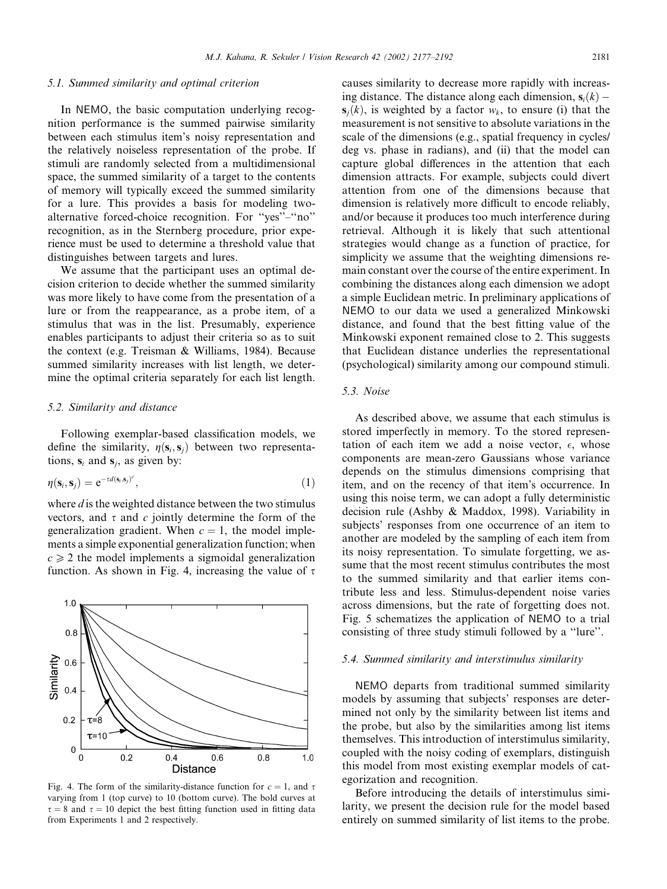### 5.1. Summed similarity and optimal criterion

In NEMO, the basic computation underlying recognition performance is the summed pairwise similarity between each stimulus item's noisy representation and the relatively noiseless representation of the probe. If stimuli are randomly selected from a multidimensional space, the summed similarity of a target to the contents of memory will typically exceed the summed similarity for a lure. This provides a basis for modeling two-alternative forced-choice recognition. For "yes"–"no" recognition, as in the Sternberg procedure, prior experience must be used to determine a threshold value that distinguishes between targets and lures.

We assume that the participant uses an optimal decision criterion to decide whether the summed similarity was more likely to have come from the presentation of a lure or from the reappearance, as a probe item, of a stimulus that was in the list. Presumably, experience enables participants to adjust their criteria so as to suit the context (e.g. Treisman & Williams, 1984). Because summed similarity increases with list length, we determine the optimal criteria separately for each list length.

### 5.2. Similarity and distance

Following exemplar-based classification models, we define the similarity, $\eta(\mathbf{s}_i, \mathbf{s}_j)$ between two representations, $\mathbf{s}_i$ and $\mathbf{s}_j$, as given by:

$$\eta(\mathbf{s}_i, \mathbf{s}_j) = e^{-\tau d(\mathbf{s}_i, \mathbf{s}_j)^c}, \tag{1}$$

where $d$ is the weighted distance between the two stimulus vectors, and $\tau$ and $c$ jointly determine the form of the generalization gradient. When $c = 1$, the model implements a simple exponential generalization function; when $c \geqslant 2$ the model implements a sigmoidal generalization function. As shown in Fig. 4, increasing the value of $\tau$ causes similarity to decrease more rapidly with increasing distance. The distance along each dimension, $\mathbf{s}_i(k) - \mathbf{s}_j(k)$, is weighted by a factor $w_k$, to ensure (i) that the measurement is not sensitive to absolute variations in the scale of the dimensions (e.g., spatial frequency in cycles/deg vs. phase in radians), and (ii) that the model can capture global differences in the attention that each dimension attracts. For example, subjects could divert attention from one of the dimensions because that dimension is relatively more difficult to encode reliably, and/or because it produces too much interference during retrieval. Although it is likely that such attentional strategies would change as a function of practice, for simplicity we assume that the weighting dimensions remain constant over the course of the entire experiment. In combining the distances along each dimension we adopt a simple Euclidean metric. In preliminary applications of NEMO to our data we used a generalized Minkowski distance, and found that the best fitting value of the Minkowski exponent remained close to 2. This suggests that Euclidean distance underlies the representational (psychological) similarity among our compound stimuli.

Fig. 4. The form of the similarity-distance function for $c = 1$, and $\tau$ varying from 1 (top curve) to 10 (bottom curve). The bold curves at $\tau = 8$ and $\tau = 10$ depict the best fitting function used in fitting data from Experiments 1 and 2 respectively.

### 5.3. Noise

As described above, we assume that each stimulus is stored imperfectly in memory. To the stored representation of each item we add a noise vector, $\epsilon$, whose components are mean-zero Gaussians whose variance depends on the stimulus dimensions comprising that item, and on the recency of that item's occurrence. In using this noise term, we can adopt a fully deterministic decision rule (Ashby & Maddox, 1998). Variability in subjects' responses from one occurrence of an item to another are modeled by the sampling of each item from its noisy representation. To simulate forgetting, we assume that the most recent stimulus contributes the most to the summed similarity and that earlier items contribute less and less. Stimulus-dependent noise varies across dimensions, but the rate of forgetting does not. Fig. 5 schematizes the application of NEMO to a trial consisting of three study stimuli followed by a "lure".

### 5.4. Summed similarity and interstimulus similarity

NEMO departs from traditional summed similarity models by assuming that subjects' responses are determined not only by the similarity between list items and the probe, but also by the similarities among list items themselves. This introduction of interstimulus similarity, coupled with the noisy coding of exemplars, distinguish this model from most existing exemplar models of categorization and recognition.

Before introducing the details of interstimulus similarity, we present the decision rule for the model based entirely on summed similarity of list items to the probe.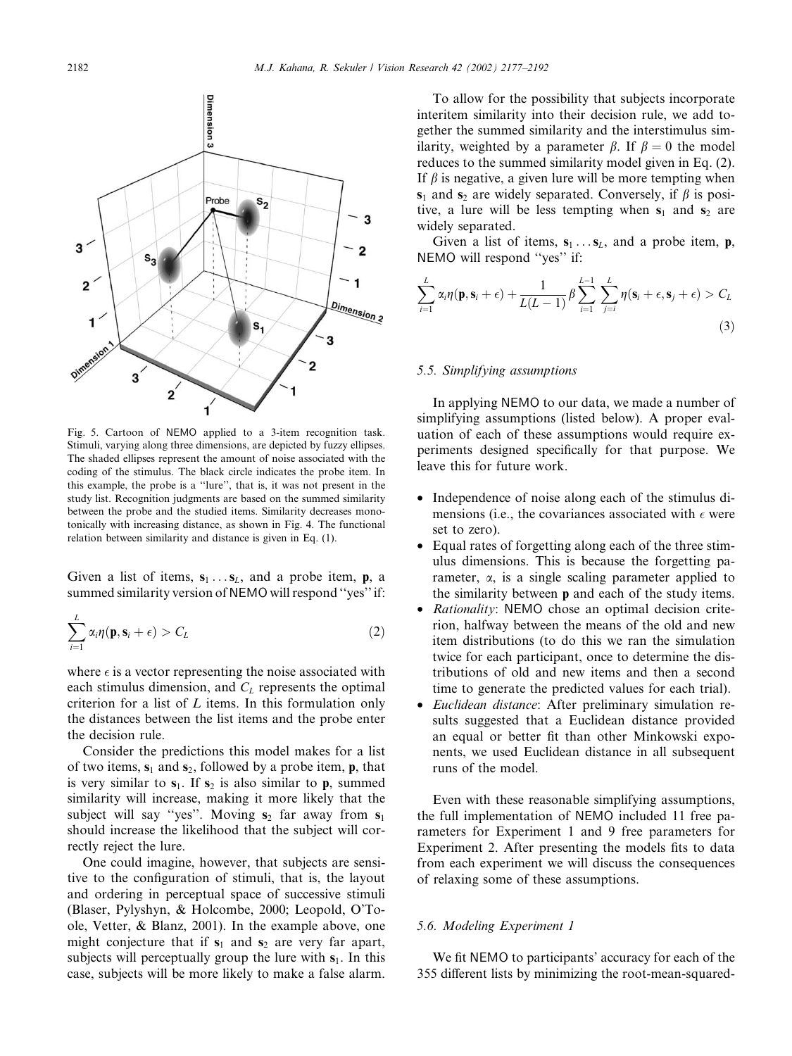Fig. 5. Cartoon of NEMO applied to a 3-item recognition task. Stimuli, varying along three dimensions, are depicted by fuzzy ellipses. The shaded ellipses represent the amount of noise associated with the coding of the stimulus. The black circle indicates the probe item. In this example, the probe is a "lure", that is, it was not present in the study list. Recognition judgments are based on the summed similarity between the probe and the studied items. Similarity decreases monotonically with increasing distance, as shown in Fig. 4. The functional relation between similarity and distance is given in Eq. (1).

Given a list of items, $\mathbf{s}_1 \ldots \mathbf{s}_L$, and a probe item, $\mathbf{p}$, a summed similarity version of NEMO will respond "yes" if:

$$\sum_{i=1}^{L} \alpha_i \eta(\mathbf{p}, \mathbf{s}_i + \epsilon) > C_L \tag{2}$$

where $\epsilon$ is a vector representing the noise associated with each stimulus dimension, and $C_L$ represents the optimal criterion for a list of $L$ items. In this formulation only the distances between the list items and the probe enter the decision rule.

Consider the predictions this model makes for a list of two items, $\mathbf{s}_1$ and $\mathbf{s}_2$, followed by a probe item, $\mathbf{p}$, that is very similar to $\mathbf{s}_1$. If $\mathbf{s}_2$ is also similar to $\mathbf{p}$, summed similarity will increase, making it more likely that the subject will say "yes". Moving $\mathbf{s}_2$ far away from $\mathbf{s}_1$ should increase the likelihood that the subject will correctly reject the lure.

One could imagine, however, that subjects are sensitive to the configuration of stimuli, that is, the layout and ordering in perceptual space of successive stimuli (Blaser, Pylyshyn, & Holcombe, 2000; Leopold, O'Toole, Vetter, & Blanz, 2001). In the example above, one might conjecture that if $\mathbf{s}_1$ and $\mathbf{s}_2$ are very far apart, subjects will perceptually group the lure with $\mathbf{s}_1$. In this case, subjects will be more likely to make a false alarm.

To allow for the possibility that subjects incorporate interitem similarity into their decision rule, we add together the summed similarity and the interstimulus similarity, weighted by a parameter $\beta$. If $\beta = 0$ the model reduces to the summed similarity model given in Eq. (2). If $\beta$ is negative, a given lure will be more tempting when $\mathbf{s}_1$ and $\mathbf{s}_2$ are widely separated. Conversely, if $\beta$ is positive, a lure will be less tempting when $\mathbf{s}_1$ and $\mathbf{s}_2$ are widely separated.

Given a list of items, $\mathbf{s}_1 \ldots \mathbf{s}_L$, and a probe item, $\mathbf{p}$, NEMO will respond "yes" if:

$$\sum_{i=1}^{L} \alpha_i \eta(\mathbf{p}, \mathbf{s}_i + \epsilon) + \frac{1}{L(L-1)} \beta \sum_{i=1}^{L-1} \sum_{j=i}^{L} \eta(\mathbf{s}_i + \epsilon, \mathbf{s}_j + \epsilon) > C_L \tag{3}$$

### 5.5. Simplifying assumptions

In applying NEMO to our data, we made a number of simplifying assumptions (listed below). A proper evaluation of each of these assumptions would require experiments designed specifically for that purpose. We leave this for future work.

- Independence of noise along each of the stimulus dimensions (i.e., the covariances associated with $\epsilon$ were set to zero).
- Equal rates of forgetting along each of the three stimulus dimensions. This is because the forgetting parameter, $\alpha$, is a single scaling parameter applied to the similarity between $\mathbf{p}$ and each of the study items.
- *Rationality*: NEMO chose an optimal decision criterion, halfway between the means of the old and new item distributions (to do this we ran the simulation twice for each participant, once to determine the distributions of old and new items and then a second time to generate the predicted values for each trial).
- *Euclidean distance*: After preliminary simulation results suggested that a Euclidean distance provided an equal or better fit than other Minkowski exponents, we used Euclidean distance in all subsequent runs of the model.

Even with these reasonable simplifying assumptions, the full implementation of NEMO included 11 free parameters for Experiment 1 and 9 free parameters for Experiment 2. After presenting the models fits to data from each experiment we will discuss the consequences of relaxing some of these assumptions.

### 5.6. Modeling Experiment 1

We fit NEMO to participants' accuracy for each of the 355 different lists by minimizing the root-mean-squared-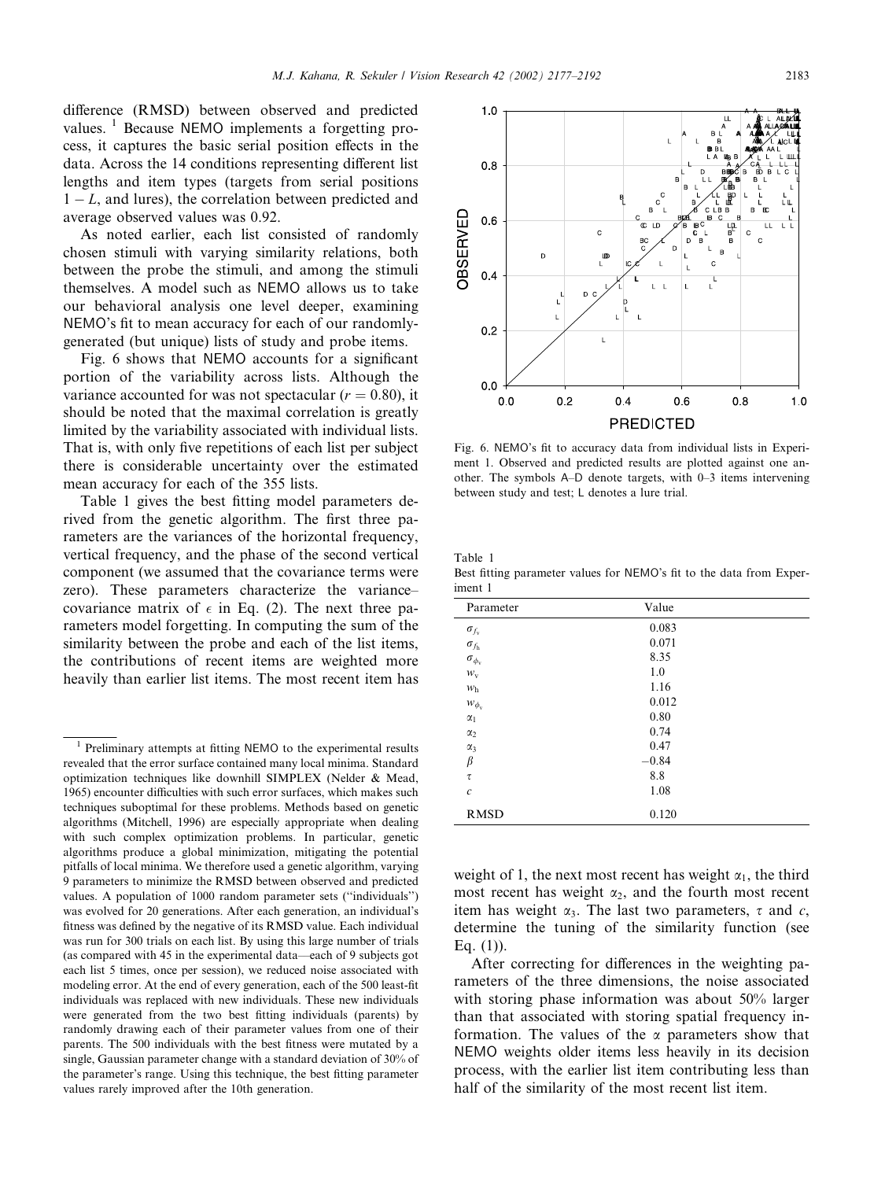difference (RMSD) between observed and predicted values. [1] Because NEMO implements a forgetting process, it captures the basic serial position effects in the data. Across the 14 conditions representing different list lengths and item types (targets from serial positions $1 - L$, and lures), the correlation between predicted and average observed values was 0.92.

As noted earlier, each list consisted of randomly chosen stimuli with varying similarity relations, both between the probe the stimuli, and among the stimuli themselves. A model such as NEMO allows us to take our behavioral analysis one level deeper, examining NEMO's fit to mean accuracy for each of our randomly-generated (but unique) lists of study and probe items.

Fig. 6 shows that NEMO accounts for a significant portion of the variability across lists. Although the variance accounted for was not spectacular ($r = 0.80$), it should be noted that the maximal correlation is greatly limited by the variability associated with individual lists. That is, with only five repetitions of each list per subject there is considerable uncertainty over the estimated mean accuracy for each of the 355 lists.

Table 1 gives the best fitting model parameters derived from the genetic algorithm. The first three parameters are the variances of the horizontal frequency, vertical frequency, and the phase of the second vertical component (we assumed that the covariance terms were zero). These parameters characterize the variance–covariance matrix of $\epsilon$ in Eq. (2). The next three parameters model forgetting. In computing the sum of the similarity between the probe and each of the list items, the contributions of recent items are weighted more heavily than earlier list items. The most recent item has weight of 1, the next most recent has weight $\alpha_1$, the third most recent has weight $\alpha_2$, and the fourth most recent item has weight $\alpha_3$. The last two parameters, $\tau$ and $c$, determine the tuning of the similarity function (see Eq. (1)).

After correcting for differences in the weighting parameters of the three dimensions, the noise associated with storing phase information was about 50% larger than that associated with storing spatial frequency information. The values of the $\alpha$ parameters show that NEMO weights older items less heavily in its decision process, with the earlier list item contributing less than half of the similarity of the most recent list item.

Fig. 6. NEMO's fit to accuracy data from individual lists in Experiment 1. Observed and predicted results are plotted against one another. The symbols A–D denote targets, with 0–3 items intervening between study and test; L denotes a lure trial.

Table 1
Best fitting parameter values for NEMO's fit to the data from Experiment 1

| Parameter | Value |
|---|---|
| $\sigma_{f_v}$ | 0.083 |
| $\sigma_{f_h}$ | 0.071 |
| $\sigma_{\phi_v}$ | 8.35 |
| $w_v$ | 1.0 |
| $w_h$ | 1.16 |
| $w_{\phi_v}$ | 0.012 |
| $\alpha_1$ | 0.80 |
| $\alpha_2$ | 0.74 |
| $\alpha_3$ | 0.47 |
| $\beta$ | −0.84 |
| $\tau$ | 8.8 |
| $c$ | 1.08 |
| RMSD | 0.120 |

[1] Preliminary attempts at fitting NEMO to the experimental results revealed that the error surface contained many local minima. Standard optimization techniques like downhill SIMPLEX (Nelder & Mead, 1965) encounter difficulties with such error surfaces, which makes such techniques suboptimal for these problems. Methods based on genetic algorithms (Mitchell, 1996) are especially appropriate when dealing with such complex optimization problems. In particular, genetic algorithms produce a global minimization, mitigating the potential pitfalls of local minima. We therefore used a genetic algorithm, varying 9 parameters to minimize the RMSD between observed and predicted values. A population of 1000 random parameter sets ("individuals") was evolved for 20 generations. After each generation, an individual's fitness was defined by the negative of its RMSD value. Each individual was run for 300 trials on each list. By using this large number of trials (as compared with 45 in the experimental data—each of 9 subjects got each list 5 times, once per session), we reduced noise associated with modeling error. At the end of every generation, each of the 500 least-fit individuals was replaced with new individuals. These new individuals were generated from the two best fitting individuals (parents) by randomly drawing each of their parameter values from one of their parents. The 500 individuals with the best fitness were mutated by a single, Gaussian parameter change with a standard deviation of 30% of the parameter's range. Using this technique, the best fitting parameter values rarely improved after the 10th generation.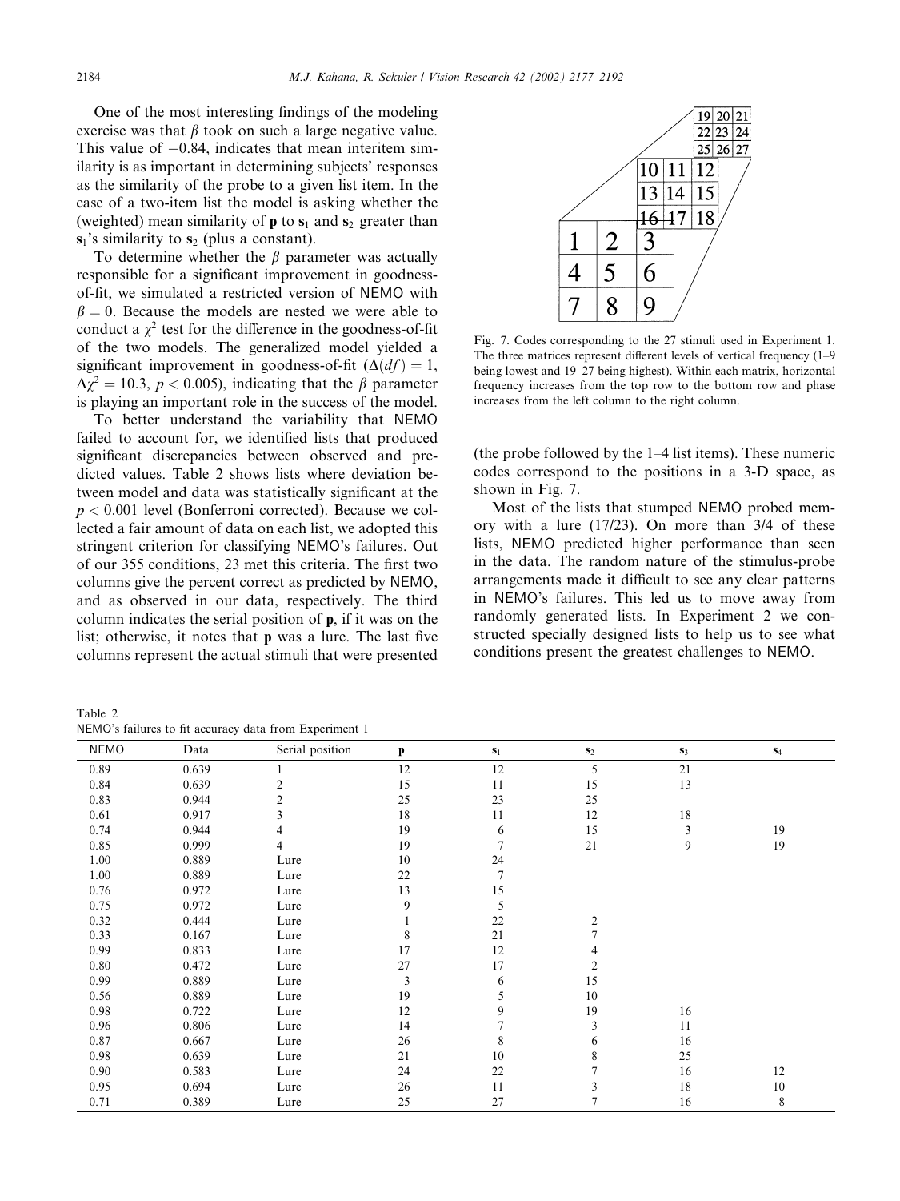One of the most interesting findings of the modeling exercise was that $\beta$ took on such a large negative value. This value of $-0.84$, indicates that mean interitem similarity is as important in determining subjects' responses as the similarity of the probe to a given list item. In the case of a two-item list the model is asking whether the (weighted) mean similarity of $\mathbf{p}$ to $\mathbf{s}_1$ and $\mathbf{s}_2$ greater than $\mathbf{s}_1$'s similarity to $\mathbf{s}_2$ (plus a constant).

To determine whether the $\beta$ parameter was actually responsible for a significant improvement in goodness-of-fit, we simulated a restricted version of NEMO with $\beta = 0$. Because the models are nested we were able to conduct a $\chi^2$ test for the difference in the goodness-of-fit of the two models. The generalized model yielded a significant improvement in goodness-of-fit ($\Delta(df) = 1$, $\Delta\chi^2 = 10.3$, $p < 0.005$), indicating that the $\beta$ parameter is playing an important role in the success of the model.

To better understand the variability that NEMO failed to account for, we identified lists that produced significant discrepancies between observed and predicted values. Table 2 shows lists where deviation between model and data was statistically significant at the $p < 0.001$ level (Bonferroni corrected). Because we collected a fair amount of data on each list, we adopted this stringent criterion for classifying NEMO's failures. Out of our 355 conditions, 23 met this criteria. The first two columns give the percent correct as predicted by NEMO, and as observed in our data, respectively. The third column indicates the serial position of $\mathbf{p}$, if it was on the list; otherwise, it notes that $\mathbf{p}$ was a lure. The last five columns represent the actual stimuli that were presented (the probe followed by the 1–4 list items). These numeric codes correspond to the positions in a 3-D space, as shown in Fig. 7.

Fig. 7. Codes corresponding to the 27 stimuli used in Experiment 1. The three matrices represent different levels of vertical frequency (1–9 being lowest and 19–27 being highest). Within each matrix, horizontal frequency increases from the top row to the bottom row and phase increases from the left column to the right column.

Most of the lists that stumped NEMO probed memory with a lure (17/23). On more than 3/4 of these lists, NEMO predicted higher performance than seen in the data. The random nature of the stimulus-probe arrangements made it difficult to see any clear patterns in NEMO's failures. This led us to move away from randomly generated lists. In Experiment 2 we constructed specially designed lists to help us to see what conditions present the greatest challenges to NEMO.

Table 2
NEMO's failures to fit accuracy data from Experiment 1

| NEMO | Data | Serial position | $\mathbf{p}$ | $\mathbf{s}_1$ | $\mathbf{s}_2$ | $\mathbf{s}_3$ | $\mathbf{s}_4$ |
|---|---|---|---|---|---|---|---|
| 0.89 | 0.639 | 1 | 12 | 12 | 5 | 21 | |
| 0.84 | 0.639 | 2 | 15 | 11 | 15 | 13 | |
| 0.83 | 0.944 | 2 | 25 | 23 | 25 | | |
| 0.61 | 0.917 | 3 | 18 | 11 | 12 | 18 | |
| 0.74 | 0.944 | 4 | 19 | 6 | 15 | 3 | 19 |
| 0.85 | 0.999 | 4 | 19 | 7 | 21 | 9 | 19 |
| 1.00 | 0.889 | Lure | 10 | 24 | | | |
| 1.00 | 0.889 | Lure | 22 | 7 | | | |
| 0.76 | 0.972 | Lure | 13 | 15 | | | |
| 0.75 | 0.972 | Lure | 9 | 5 | | | |
| 0.32 | 0.444 | Lure | 1 | 22 | 2 | | |
| 0.33 | 0.167 | Lure | 8 | 21 | 7 | | |
| 0.99 | 0.833 | Lure | 17 | 12 | 4 | | |
| 0.80 | 0.472 | Lure | 27 | 17 | 2 | | |
| 0.99 | 0.889 | Lure | 3 | 6 | 15 | | |
| 0.56 | 0.889 | Lure | 19 | 5 | 10 | | |
| 0.98 | 0.722 | Lure | 12 | 9 | 19 | 16 | |
| 0.96 | 0.806 | Lure | 14 | 7 | 3 | 11 | |
| 0.87 | 0.667 | Lure | 26 | 8 | 6 | 16 | |
| 0.98 | 0.639 | Lure | 21 | 10 | 8 | 25 | |
| 0.90 | 0.583 | Lure | 24 | 22 | 7 | 16 | 12 |
| 0.95 | 0.694 | Lure | 26 | 11 | 3 | 18 | 10 |
| 0.71 | 0.389 | Lure | 25 | 27 | 7 | 16 | 8 |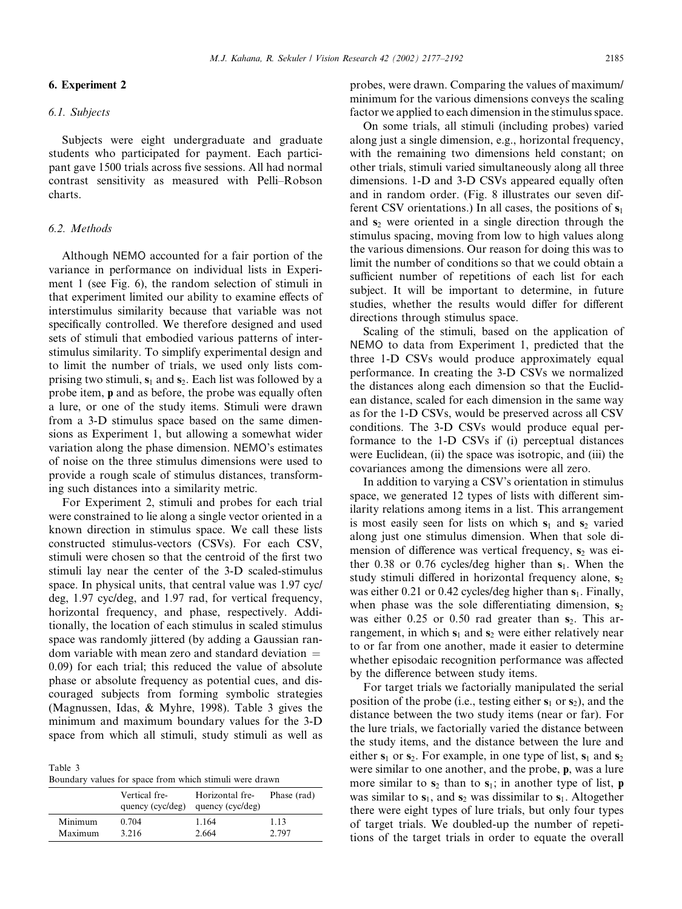## 6. Experiment 2

### 6.1. Subjects

Subjects were eight undergraduate and graduate students who participated for payment. Each participant gave 1500 trials across five sessions. All had normal contrast sensitivity as measured with Pelli–Robson charts.

### 6.2. Methods

Although NEMO accounted for a fair portion of the variance in performance on individual lists in Experiment 1 (see Fig. 6), the random selection of stimuli in that experiment limited our ability to examine effects of interstimulus similarity because that variable was not specifically controlled. We therefore designed and used sets of stimuli that embodied various patterns of interstimulus similarity. To simplify experimental design and to limit the number of trials, we used only lists comprising two stimuli, $\mathbf{s}_1$ and $\mathbf{s}_2$. Each list was followed by a probe item, $\mathbf{p}$ and as before, the probe was equally often a lure, or one of the study items. Stimuli were drawn from a 3-D stimulus space based on the same dimensions as Experiment 1, but allowing a somewhat wider variation along the phase dimension. NEMO's estimates of noise on the three stimulus dimensions were used to provide a rough scale of stimulus distances, transforming such distances into a similarity metric.

For Experiment 2, stimuli and probes for each trial were constrained to lie along a single vector oriented in a known direction in stimulus space. We call these lists constructed stimulus-vectors (CSVs). For each CSV, stimuli were chosen so that the centroid of the first two stimuli lay near the center of the 3-D scaled-stimulus space. In physical units, that central value was 1.97 cyc/deg, 1.97 cyc/deg, and 1.97 rad, for vertical frequency, horizontal frequency, and phase, respectively. Additionally, the location of each stimulus in scaled stimulus space was randomly jittered (by adding a Gaussian random variable with mean zero and standard deviation = 0.09) for each trial; this reduced the value of absolute phase or absolute frequency as potential cues, and discouraged subjects from forming symbolic strategies (Magnussen, Idas, & Myhre, 1998). Table 3 gives the minimum and maximum boundary values for the 3-D space from which all stimuli, study stimuli as well as probes, were drawn. Comparing the values of maximum/minimum for the various dimensions conveys the scaling factor we applied to each dimension in the stimulus space.

Table 3
Boundary values for space from which stimuli were drawn

| | Vertical frequency (cyc/deg) | Horizontal frequency (cyc/deg) | Phase (rad) |
|---|---|---|---|
| Minimum | 0.704 | 1.164 | 1.13 |
| Maximum | 3.216 | 2.664 | 2.797 |

On some trials, all stimuli (including probes) varied along just a single dimension, e.g., horizontal frequency, with the remaining two dimensions held constant; on other trials, stimuli varied simultaneously along all three dimensions. 1-D and 3-D CSVs appeared equally often and in random order. (Fig. 8 illustrates our seven different CSV orientations.) In all cases, the positions of $\mathbf{s}_1$ and $\mathbf{s}_2$ were oriented in a single direction through the stimulus spacing, moving from low to high values along the various dimensions. Our reason for doing this was to limit the number of conditions so that we could obtain a sufficient number of repetitions of each list for each subject. It will be important to determine, in future studies, whether the results would differ for different directions through stimulus space.

Scaling of the stimuli, based on the application of NEMO to data from Experiment 1, predicted that the three 1-D CSVs would produce approximately equal performance. In creating the 3-D CSVs we normalized the distances along each dimension so that the Euclidean distance, scaled for each dimension in the same way as for the 1-D CSVs, would be preserved across all CSV conditions. The 3-D CSVs would produce equal performance to the 1-D CSVs if (i) perceptual distances were Euclidean, (ii) the space was isotropic, and (iii) the covariances among the dimensions were all zero.

In addition to varying a CSV's orientation in stimulus space, we generated 12 types of lists with different similarity relations among items in a list. This arrangement is most easily seen for lists on which $\mathbf{s}_1$ and $\mathbf{s}_2$ varied along just one stimulus dimension. When that sole dimension of difference was vertical frequency, $\mathbf{s}_2$ was either 0.38 or 0.76 cycles/deg higher than $\mathbf{s}_1$. When the study stimuli differed in horizontal frequency alone, $\mathbf{s}_2$ was either 0.21 or 0.42 cycles/deg higher than $\mathbf{s}_1$. Finally, when phase was the sole differentiating dimension, $\mathbf{s}_2$ was either 0.25 or 0.50 rad greater than $\mathbf{s}_2$. This arrangement, in which $\mathbf{s}_1$ and $\mathbf{s}_2$ were either relatively near to or far from one another, made it easier to determine whether episodic recognition performance was affected by the difference between study items.

For target trials we factorially manipulated the serial position of the probe (i.e., testing either $\mathbf{s}_1$ or $\mathbf{s}_2$), and the distance between the two study items (near or far). For the lure trials, we factorially varied the distance between the study items, and the distance between the lure and either $\mathbf{s}_1$ or $\mathbf{s}_2$. For example, in one type of list, $\mathbf{s}_1$ and $\mathbf{s}_2$ were similar to one another, and the probe, $\mathbf{p}$, was a lure more similar to $\mathbf{s}_2$ than to $\mathbf{s}_1$; in another type of list, $\mathbf{p}$ was similar to $\mathbf{s}_1$, and $\mathbf{s}_2$ was dissimilar to $\mathbf{s}_1$. Altogether there were eight types of lure trials, but only four types of target trials. We doubled-up the number of repetitions of the target trials in order to equate the overall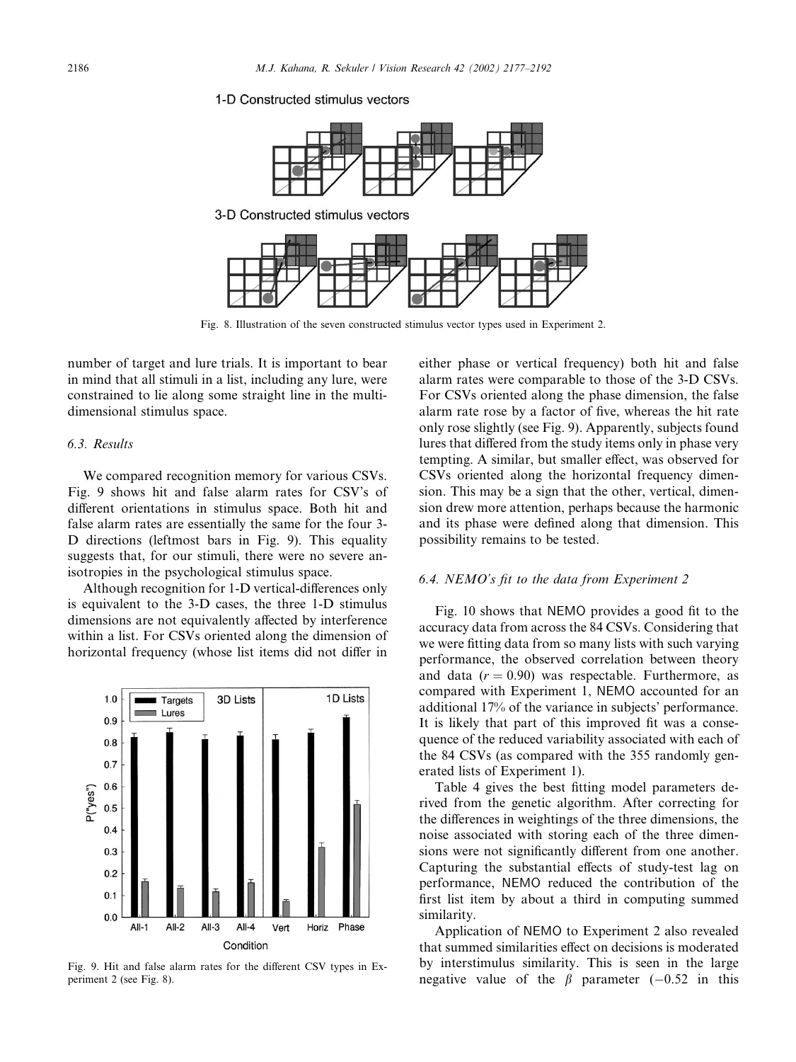1-D Constructed stimulus vectors

3-D Constructed stimulus vectors

Fig. 8. Illustration of the seven constructed stimulus vector types used in Experiment 2.

number of target and lure trials. It is important to bear in mind that all stimuli in a list, including any lure, were constrained to lie along some straight line in the multidimensional stimulus space.

### 6.3. Results

We compared recognition memory for various CSVs. Fig. 9 shows hit and false alarm rates for CSV's of different orientations in stimulus space. Both hit and false alarm rates are essentially the same for the four 3-D directions (leftmost bars in Fig. 9). This equality suggests that, for our stimuli, there were no severe anisotropies in the psychological stimulus space.

Although recognition for 1-D vertical-differences only is equivalent to the 3-D cases, the three 1-D stimulus dimensions are not equivalently affected by interference within a list. For CSVs oriented along the dimension of horizontal frequency (whose list items did not differ in either phase or vertical frequency) both hit and false alarm rates were comparable to those of the 3-D CSVs. For CSVs oriented along the phase dimension, the false alarm rate rose by a factor of five, whereas the hit rate only rose slightly (see Fig. 9). Apparently, subjects found lures that differed from the study items only in phase very tempting. A similar, but smaller effect, was observed for CSVs oriented along the horizontal frequency dimension. This may be a sign that the other, vertical, dimension drew more attention, perhaps because the harmonic and its phase were defined along that dimension. This possibility remains to be tested.

Fig. 9. Hit and false alarm rates for the different CSV types in Experiment 2 (see Fig. 8).

### 6.4. NEMO's fit to the data from Experiment 2

Fig. 10 shows that NEMO provides a good fit to the accuracy data from across the 84 CSVs. Considering that we were fitting data from so many lists with such varying performance, the observed correlation between theory and data ($r = 0.90$) was respectable. Furthermore, as compared with Experiment 1, NEMO accounted for an additional 17% of the variance in subjects' performance. It is likely that part of this improved fit was a consequence of the reduced variability associated with each of the 84 CSVs (as compared with the 355 randomly generated lists of Experiment 1).

Table 4 gives the best fitting model parameters derived from the genetic algorithm. After correcting for the differences in weightings of the three dimensions, the noise associated with storing each of the three dimensions were not significantly different from one another. Capturing the substantial effects of study-test lag on performance, NEMO reduced the contribution of the first list item by about a third in computing summed similarity.

Application of NEMO to Experiment 2 also revealed that summed similarities effect on decisions is moderated by interstimulus similarity. This is seen in the large negative value of the $\beta$ parameter ($-0.52$ in this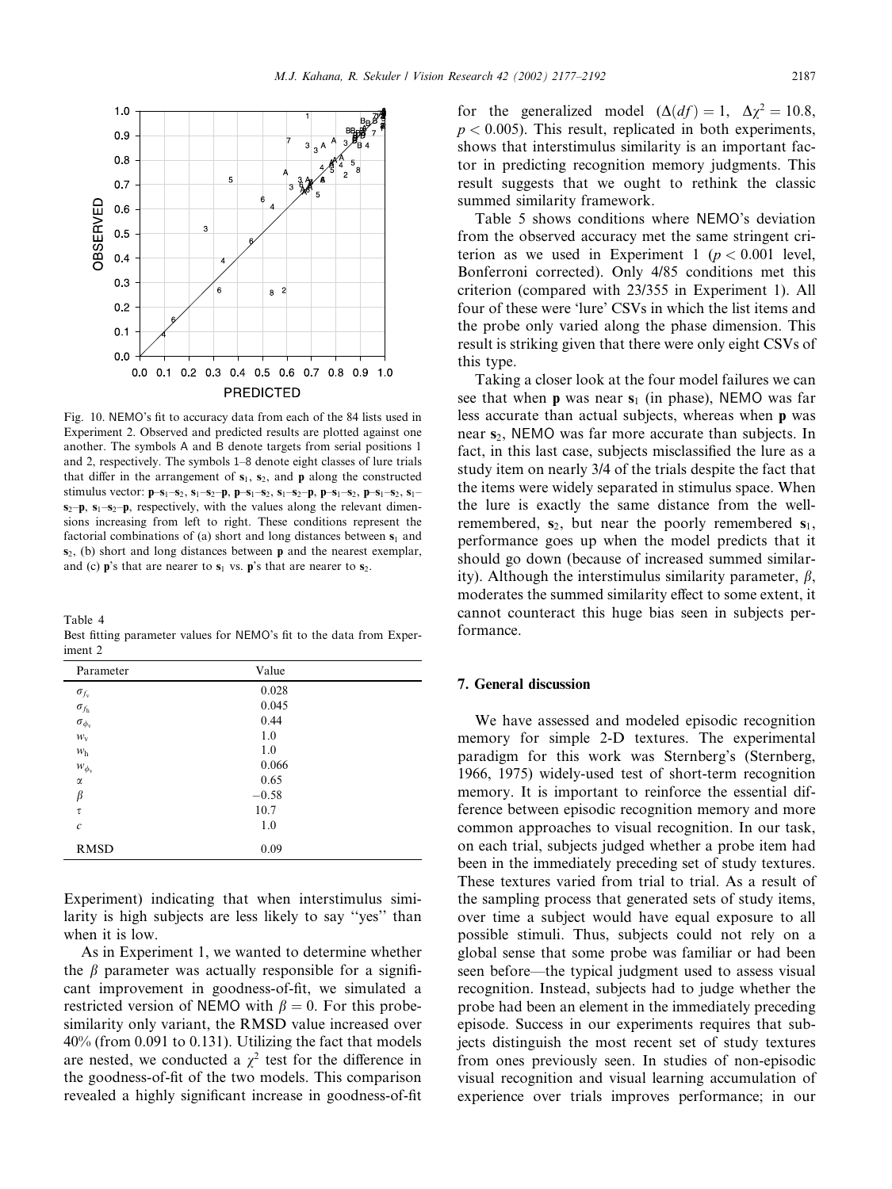Fig. 10. NEMO's fit to accuracy data from each of the 84 lists used in Experiment 2. Observed and predicted results are plotted against one another. The symbols A and B denote targets from serial positions 1 and 2, respectively. The symbols 1–8 denote eight classes of lure trials that differ in the arrangement of $\mathbf{s}_1$, $\mathbf{s}_2$, and $\mathbf{p}$ along the constructed stimulus vector: $\mathbf{p}$–$\mathbf{s}_1$–$\mathbf{s}_2$, $\mathbf{s}_1$–$\mathbf{s}_2$–$\mathbf{p}$, $\mathbf{p}$–$\mathbf{s}_1$–$\mathbf{s}_2$, $\mathbf{s}_1$–$\mathbf{s}_2$–$\mathbf{p}$, $\mathbf{p}$–$\mathbf{s}_1$–$\mathbf{s}_2$, $\mathbf{p}$–$\mathbf{s}_1$–$\mathbf{s}_2$, $\mathbf{s}_1$–$\mathbf{s}_2$–$\mathbf{p}$, $\mathbf{s}_1$–$\mathbf{s}_2$–$\mathbf{p}$, respectively, with the values along the relevant dimensions increasing from left to right. These conditions represent the factorial combinations of (a) short and long distances between $\mathbf{s}_1$ and $\mathbf{s}_2$, (b) short and long distances between $\mathbf{p}$ and the nearest exemplar, and (c) $\mathbf{p}$'s that are nearer to $\mathbf{s}_1$ vs. $\mathbf{p}$'s that are nearer to $\mathbf{s}_2$.

Table 4
Best fitting parameter values for NEMO's fit to the data from Experiment 2

| Parameter | Value |
|---|---|
| $\sigma_{f_v}$ | 0.028 |
| $\sigma_{f_h}$ | 0.045 |
| $\sigma_{\phi_v}$ | 0.44 |
| $w_v$ | 1.0 |
| $w_h$ | 1.0 |
| $w_{\phi_v}$ | 0.066 |
| $\alpha$ | 0.65 |
| $\beta$ | −0.58 |
| $\tau$ | 10.7 |
| $c$ | 1.0 |
| RMSD | 0.09 |

Experiment) indicating that when interstimulus similarity is high subjects are less likely to say "yes" than when it is low.

As in Experiment 1, we wanted to determine whether the $\beta$ parameter was actually responsible for a significant improvement in goodness-of-fit, we simulated a restricted version of NEMO with $\beta = 0$. For this probe-similarity only variant, the RMSD value increased over 40% (from 0.091 to 0.131). Utilizing the fact that models are nested, we conducted a $\chi^2$ test for the difference in the goodness-of-fit of the two models. This comparison revealed a highly significant increase in goodness-of-fit for the generalized model ($\Delta(df) = 1$, $\Delta\chi^2 = 10.8$, $p < 0.005$). This result, replicated in both experiments, shows that interstimulus similarity is an important factor in predicting recognition memory judgments. This result suggests that we ought to rethink the classic summed similarity framework.

Table 5 shows conditions where NEMO's deviation from the observed accuracy met the same stringent criterion as we used in Experiment 1 ($p < 0.001$ level, Bonferroni corrected). Only 4/85 conditions met this criterion (compared with 23/355 in Experiment 1). All four of these were 'lure' CSVs in which the list items and the probe only varied along the phase dimension. This result is striking given that there were only eight CSVs of this type.

Taking a closer look at the four model failures we can see that when $\mathbf{p}$ was near $\mathbf{s}_1$ (in phase), NEMO was far less accurate than actual subjects, whereas when $\mathbf{p}$ was near $\mathbf{s}_2$, NEMO was far more accurate than subjects. In fact, in this last case, subjects misclassified the lure as a study item on nearly 3/4 of the trials despite the fact that the items were widely separated in stimulus space. When the lure is exactly the same distance from the well-remembered, $\mathbf{s}_2$, but near the poorly remembered $\mathbf{s}_1$, performance goes up when the model predicts that it should go down (because of increased summed similarity). Although the interstimulus similarity parameter, $\beta$, moderates the summed similarity effect to some extent, it cannot counteract this huge bias seen in subjects performance.

## 7. General discussion

We have assessed and modeled episodic recognition memory for simple 2-D textures. The experimental paradigm for this work was Sternberg's (Sternberg, 1966, 1975) widely-used test of short-term recognition memory. It is important to reinforce the essential difference between episodic recognition memory and more common approaches to visual recognition. In our task, on each trial, subjects judged whether a probe item had been in the immediately preceding set of study textures. These textures varied from trial to trial. As a result of the sampling process that generated sets of study items, over time a subject would have equal exposure to all possible stimuli. Thus, subjects could not rely on a global sense that some probe was familiar or had been seen before—the typical judgment used to assess visual recognition. Instead, subjects had to judge whether the probe had been an element in the immediately preceding episode. Success in our experiments requires that subjects distinguish the most recent set of study textures from ones previously seen. In studies of non-episodic visual recognition and visual learning accumulation of experience over trials improves performance; in our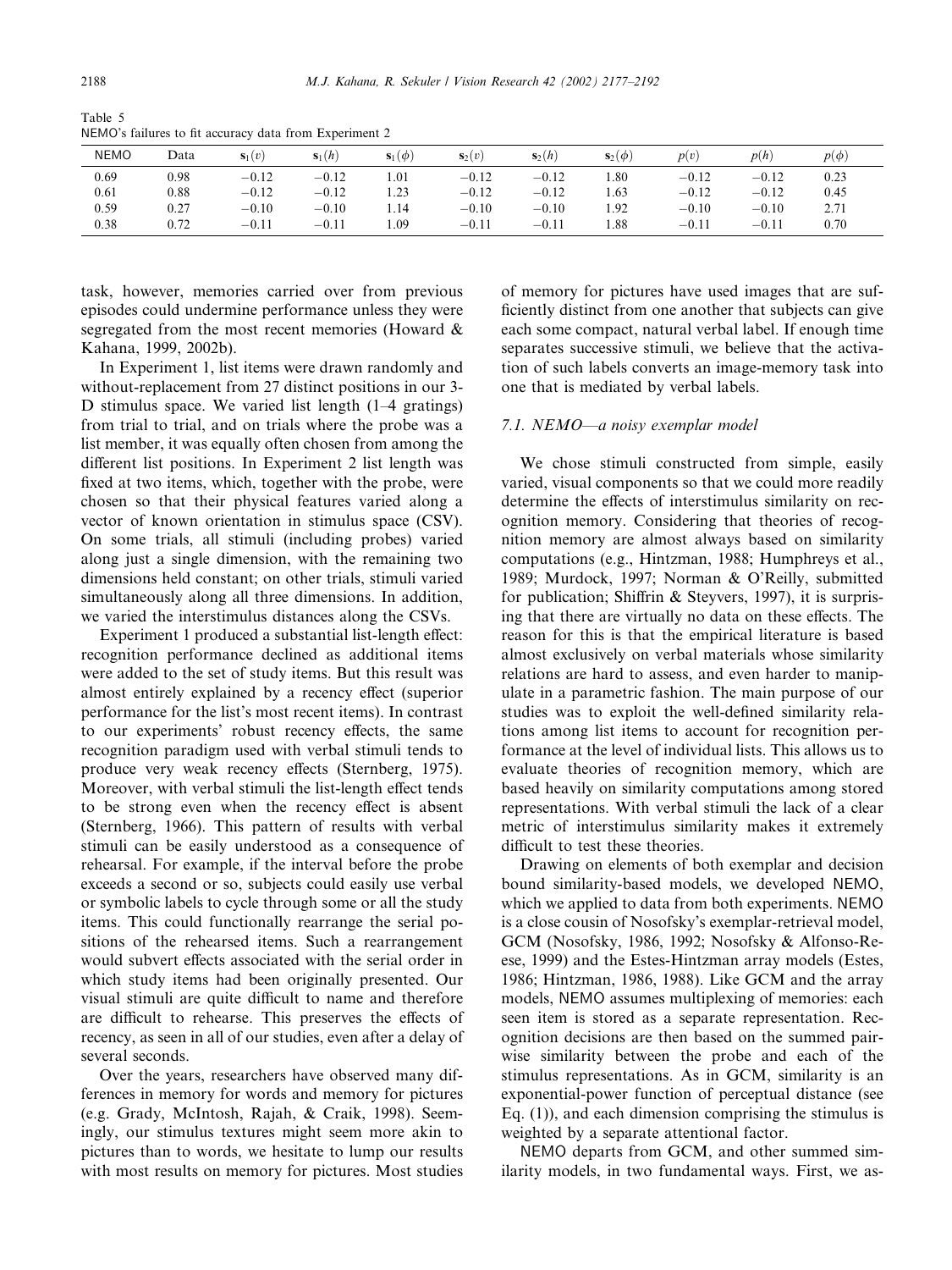Table 5
NEMO's failures to fit accuracy data from Experiment 2

| NEMO | Data | $\mathbf{s}_1(v)$ | $\mathbf{s}_1(h)$ | $\mathbf{s}_1(\phi)$ | $\mathbf{s}_2(v)$ | $\mathbf{s}_2(h)$ | $\mathbf{s}_2(\phi)$ | $p(v)$ | $p(h)$ | $p(\phi)$ |
|---|---|---|---|---|---|---|---|---|---|---|
| 0.69 | 0.98 | −0.12 | −0.12 | 1.01 | −0.12 | −0.12 | 1.80 | −0.12 | −0.12 | 0.23 |
| 0.61 | 0.88 | −0.12 | −0.12 | 1.23 | −0.12 | −0.12 | 1.63 | −0.12 | −0.12 | 0.45 |
| 0.59 | 0.27 | −0.10 | −0.10 | 1.14 | −0.10 | −0.10 | 1.92 | −0.10 | −0.10 | 2.71 |
| 0.38 | 0.72 | −0.11 | −0.11 | 1.09 | −0.11 | −0.11 | 1.88 | −0.11 | −0.11 | 0.70 |

task, however, memories carried over from previous episodes could undermine performance unless they were segregated from the most recent memories (Howard & Kahana, 1999, 2002b).

In Experiment 1, list items were drawn randomly and without-replacement from 27 distinct positions in our 3-D stimulus space. We varied list length (1–4 gratings) from trial to trial, and on trials where the probe was a list member, it was equally often chosen from among the different list positions. In Experiment 2 list length was fixed at two items, which, together with the probe, were chosen so that their physical features varied along a vector of known orientation in stimulus space (CSV). On some trials, all stimuli (including probes) varied along just a single dimension, with the remaining two dimensions held constant; on other trials, stimuli varied simultaneously along all three dimensions. In addition, we varied the interstimulus distances along the CSVs.

Experiment 1 produced a substantial list-length effect: recognition performance declined as additional items were added to the set of study items. But this result was almost entirely explained by a recency effect (superior performance for the list's most recent items). In contrast to our experiments' robust recency effects, the same recognition paradigm used with verbal stimuli tends to produce very weak recency effects (Sternberg, 1975). Moreover, with verbal stimuli the list-length effect tends to be strong even when the recency effect is absent (Sternberg, 1966). This pattern of results with verbal stimuli can be easily understood as a consequence of rehearsal. For example, if the interval before the probe exceeds a second or so, subjects could easily use verbal or symbolic labels to cycle through some or all the study items. This could functionally rearrange the serial positions of the rehearsed items. Such a rearrangement would subvert effects associated with the serial order in which study items had been originally presented. Our visual stimuli are quite difficult to name and therefore are difficult to rehearse. This preserves the effects of recency, as seen in all of our studies, even after a delay of several seconds.

Over the years, researchers have observed many differences in memory for words and memory for pictures (e.g. Grady, McIntosh, Rajah, & Craik, 1998). Seemingly, our stimulus textures might seem more akin to pictures than to words, we hesitate to lump our results with most results on memory for pictures. Most studies of memory for pictures have used images that are sufficiently distinct from one another that subjects can give each some compact, natural verbal label. If enough time separates successive stimuli, we believe that the activation of such labels converts an image-memory task into one that is mediated by verbal labels.

### 7.1. NEMO—a noisy exemplar model

We chose stimuli constructed from simple, easily varied, visual components so that we could more readily determine the effects of interstimulus similarity on recognition memory. Considering that theories of recognition memory are almost always based on similarity computations (e.g., Hintzman, 1988; Humphreys et al., 1989; Murdock, 1997; Norman & O'Reilly, submitted for publication; Shiffrin & Steyvers, 1997), it is surprising that there are virtually no data on these effects. The reason for this is that the empirical literature is based almost exclusively on verbal materials whose similarity relations are hard to assess, and even harder to manipulate in a parametric fashion. The main purpose of our studies was to exploit the well-defined similarity relations among list items to account for recognition performance at the level of individual lists. This allows us to evaluate theories of recognition memory, which are based heavily on similarity computations among stored representations. With verbal stimuli the lack of a clear metric of interstimulus similarity makes it extremely difficult to test these theories.

Drawing on elements of both exemplar and decision bound similarity-based models, we developed NEMO, which we applied to data from both experiments. NEMO is a close cousin of Nosofsky's exemplar-retrieval model, GCM (Nosofsky, 1986, 1992; Nosofsky & Alfonso-Reese, 1999) and the Estes-Hintzman array models (Estes, 1986; Hintzman, 1986, 1988). Like GCM and the array models, NEMO assumes multiplexing of memories: each seen item is stored as a separate representation. Recognition decisions are then based on the summed pairwise similarity between the probe and each of the stimulus representations. As in GCM, similarity is an exponential-power function of perceptual distance (see Eq. (1)), and each dimension comprising the stimulus is weighted by a separate attentional factor.

NEMO departs from GCM, and other summed similarity models, in two fundamental ways. First, we as-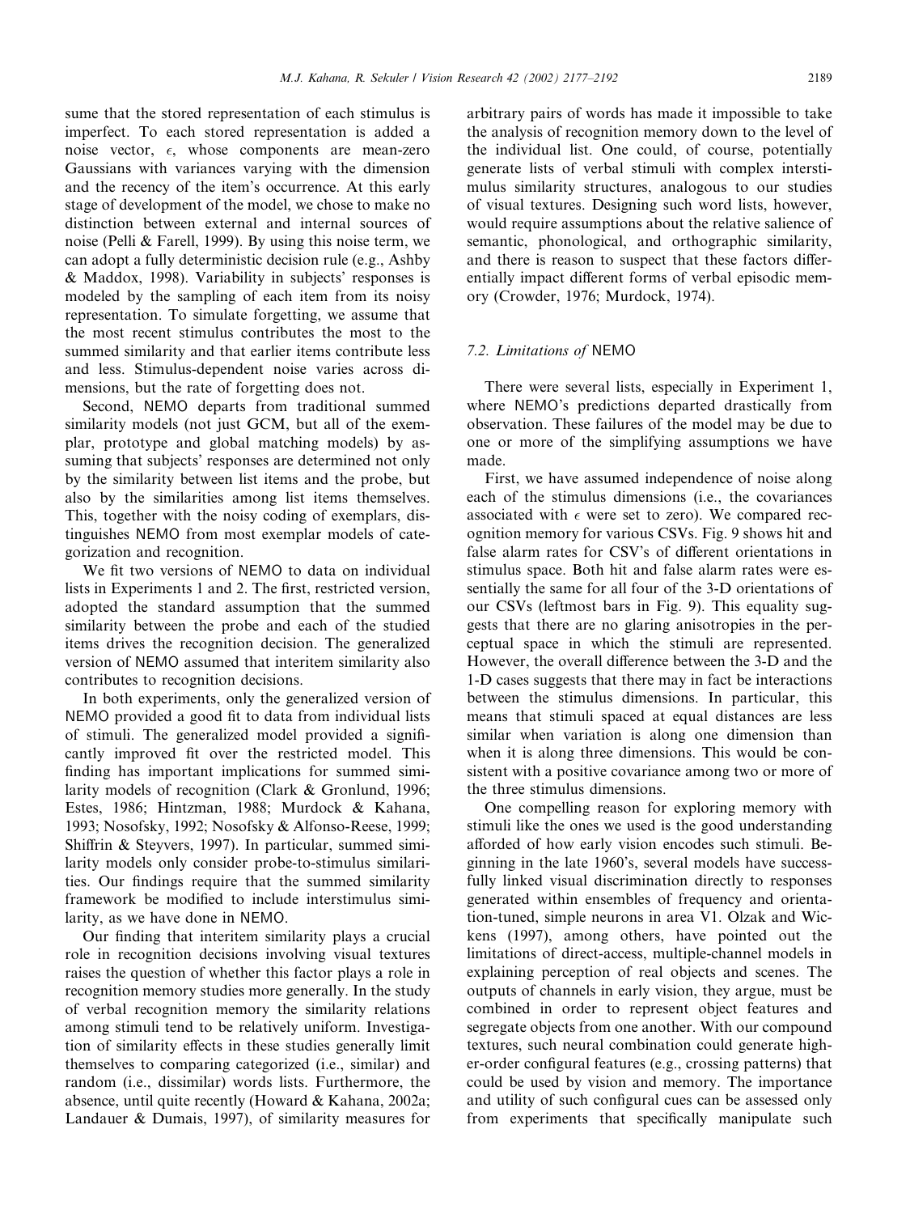sume that the stored representation of each stimulus is imperfect. To each stored representation is added a noise vector, $\epsilon$, whose components are mean-zero Gaussians with variances varying with the dimension and the recency of the item's occurrence. At this early stage of development of the model, we chose to make no distinction between external and internal sources of noise (Pelli & Farell, 1999). By using this noise term, we can adopt a fully deterministic decision rule (e.g., Ashby & Maddox, 1998). Variability in subjects' responses is modeled by the sampling of each item from its noisy representation. To simulate forgetting, we assume that the most recent stimulus contributes the most to the summed similarity and that earlier items contribute less and less. Stimulus-dependent noise varies across dimensions, but the rate of forgetting does not.

Second, NEMO departs from traditional summed similarity models (not just GCM, but all of the exemplar, prototype and global matching models) by assuming that subjects' responses are determined not only by the similarity between list items and the probe, but also by the similarities among list items themselves. This, together with the noisy coding of exemplars, distinguishes NEMO from most exemplar models of categorization and recognition.

We fit two versions of NEMO to data on individual lists in Experiments 1 and 2. The first, restricted version, adopted the standard assumption that the summed similarity between the probe and each of the studied items drives the recognition decision. The generalized version of NEMO assumed that interitem similarity also contributes to recognition decisions.

In both experiments, only the generalized version of NEMO provided a good fit to data from individual lists of stimuli. The generalized model provided a significantly improved fit over the restricted model. This finding has important implications for summed similarity models of recognition (Clark & Gronlund, 1996; Estes, 1986; Hintzman, 1988; Murdock & Kahana, 1993; Nosofsky, 1992; Nosofsky & Alfonso-Reese, 1999; Shiffrin & Steyvers, 1997). In particular, summed similarity models only consider probe-to-stimulus similarities. Our findings require that the summed similarity framework be modified to include interstimulus similarity, as we have done in NEMO.

Our finding that interitem similarity plays a crucial role in recognition decisions involving visual textures raises the question of whether this factor plays a role in recognition memory studies more generally. In the study of verbal recognition memory the similarity relations among stimuli tend to be relatively uniform. Investigation of similarity effects in these studies generally limit themselves to comparing categorized (i.e., similar) and random (i.e., dissimilar) words lists. Furthermore, the absence, until quite recently (Howard & Kahana, 2002a; Landauer & Dumais, 1997), of similarity measures for arbitrary pairs of words has made it impossible to take the analysis of recognition memory down to the level of the individual list. One could, of course, potentially generate lists of verbal stimuli with complex interstimulus similarity structures, analogous to our studies of visual textures. Designing such word lists, however, would require assumptions about the relative salience of semantic, phonological, and orthographic similarity, and there is reason to suspect that these factors differentially impact different forms of verbal episodic memory (Crowder, 1976; Murdock, 1974).

### 7.2. Limitations of NEMO

There were several lists, especially in Experiment 1, where NEMO's predictions departed drastically from observation. These failures of the model may be due to one or more of the simplifying assumptions we have made.

First, we have assumed independence of noise along each of the stimulus dimensions (i.e., the covariances associated with $\epsilon$ were set to zero). We compared recognition memory for various CSVs. Fig. 9 shows hit and false alarm rates for CSV's of different orientations in stimulus space. Both hit and false alarm rates were essentially the same for all four of the 3-D orientations of our CSVs (leftmost bars in Fig. 9). This equality suggests that there are no glaring anisotropies in the perceptual space in which the stimuli are represented. However, the overall difference between the 3-D and the 1-D cases suggests that there may in fact be interactions between the stimulus dimensions. In particular, this means that stimuli spaced at equal distances are less similar when variation is along one dimension than when it is along three dimensions. This would be consistent with a positive covariance among two or more of the three stimulus dimensions.

One compelling reason for exploring memory with stimuli like the ones we used is the good understanding afforded of how early vision encodes such stimuli. Beginning in the late 1960's, several models have successfully linked visual discrimination directly to responses generated within ensembles of frequency and orientation-tuned, simple neurons in area V1. Olzak and Wickens (1997), among others, have pointed out the limitations of direct-access, multiple-channel models in explaining perception of real objects and scenes. The outputs of channels in early vision, they argue, must be combined in order to represent object features and segregate objects from one another. With our compound textures, such neural combination could generate higher-order configural features (e.g., crossing patterns) that could be used by vision and memory. The importance and utility of such configural cues can be assessed only from experiments that specifically manipulate such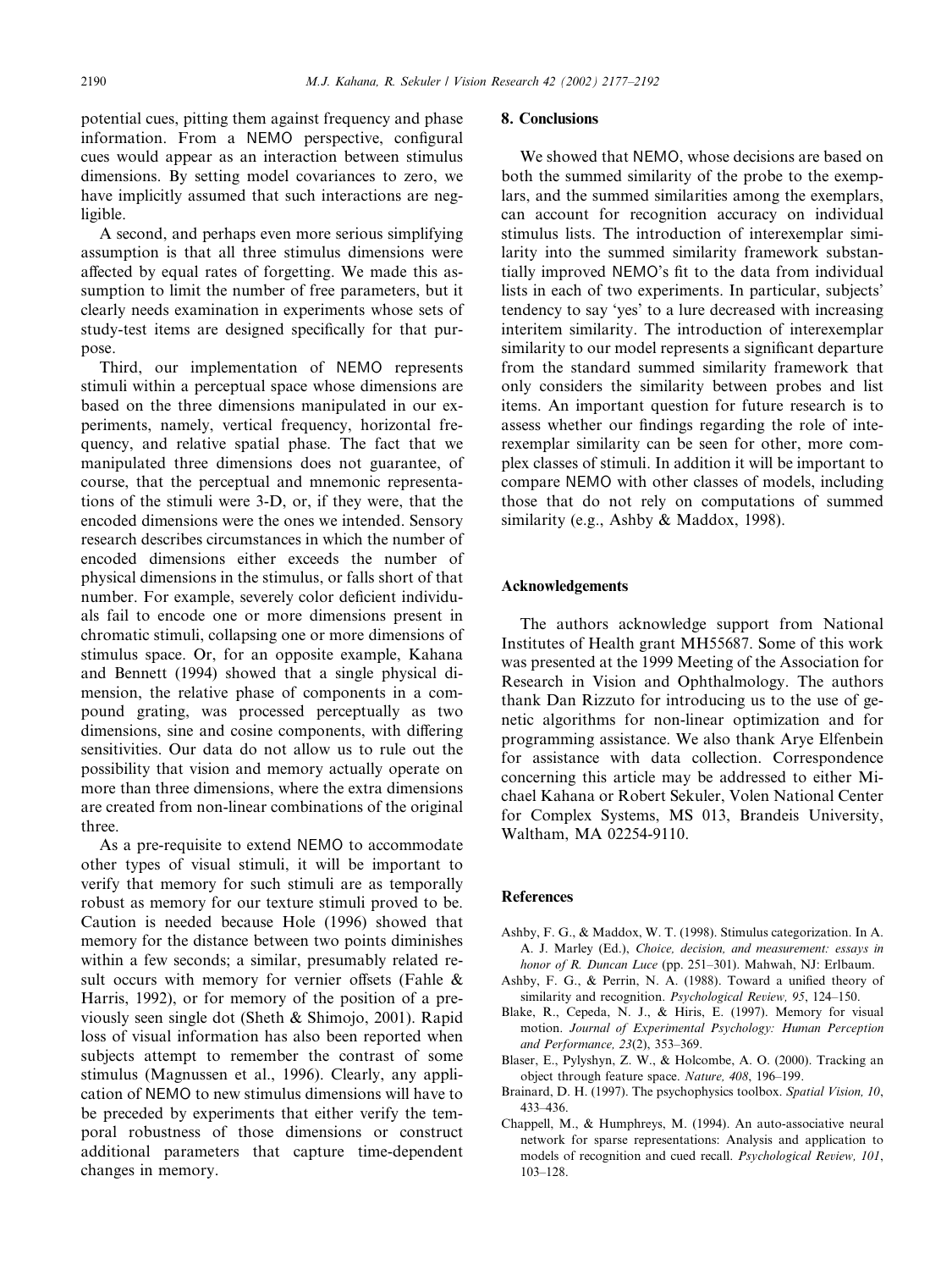potential cues, pitting them against frequency and phase information. From a NEMO perspective, configural cues would appear as an interaction between stimulus dimensions. By setting model covariances to zero, we have implicitly assumed that such interactions are negligible.

A second, and perhaps even more serious simplifying assumption is that all three stimulus dimensions were affected by equal rates of forgetting. We made this assumption to limit the number of free parameters, but it clearly needs examination in experiments whose sets of study-test items are designed specifically for that purpose.

Third, our implementation of NEMO represents stimuli within a perceptual space whose dimensions are based on the three dimensions manipulated in our experiments, namely, vertical frequency, horizontal frequency, and relative spatial phase. The fact that we manipulated three dimensions does not guarantee, of course, that the perceptual and mnemonic representations of the stimuli were 3-D, or, if they were, that the encoded dimensions were the ones we intended. Sensory research describes circumstances in which the number of encoded dimensions either exceeds the number of physical dimensions in the stimulus, or falls short of that number. For example, severely color deficient individuals fail to encode one or more dimensions present in chromatic stimuli, collapsing one or more dimensions of stimulus space. Or, for an opposite example, Kahana and Bennett (1994) showed that a single physical dimension, the relative phase of components in a compound grating, was processed perceptually as two dimensions, sine and cosine components, with differing sensitivities. Our data do not allow us to rule out the possibility that vision and memory actually operate on more than three dimensions, where the extra dimensions are created from non-linear combinations of the original three.

As a pre-requisite to extend NEMO to accommodate other types of visual stimuli, it will be important to verify that memory for such stimuli are as temporally robust as memory for our texture stimuli proved to be. Caution is needed because Hole (1996) showed that memory for the distance between two points diminishes within a few seconds; a similar, presumably related result occurs with memory for vernier offsets (Fahle & Harris, 1992), or for memory of the position of a previously seen single dot (Sheth & Shimojo, 2001). Rapid loss of visual information has also been reported when subjects attempt to remember the contrast of some stimulus (Magnussen et al., 1996). Clearly, any application of NEMO to new stimulus dimensions will have to be preceded by experiments that either verify the temporal robustness of those dimensions or construct additional parameters that capture time-dependent changes in memory.

## 8. Conclusions

We showed that NEMO, whose decisions are based on both the summed similarity of the probe to the exemplars, and the summed similarities among the exemplars, can account for recognition accuracy on individual stimulus lists. The introduction of interexemplar similarity into the summed similarity framework substantially improved NEMO's fit to the data from individual lists in each of two experiments. In particular, subjects' tendency to say 'yes' to a lure decreased with increasing interitem similarity. The introduction of interexemplar similarity to our model represents a significant departure from the standard summed similarity framework that only considers the similarity between probes and list items. An important question for future research is to assess whether our findings regarding the role of interexemplar similarity can be seen for other, more complex classes of stimuli. In addition it will be important to compare NEMO with other classes of models, including those that do not rely on computations of summed similarity (e.g., Ashby & Maddox, 1998).

## Acknowledgements

The authors acknowledge support from National Institutes of Health grant MH55687. Some of this work was presented at the 1999 Meeting of the Association for Research in Vision and Ophthalmology. The authors thank Dan Rizzuto for introducing us to the use of genetic algorithms for non-linear optimization and for programming assistance. We also thank Arye Elfenbein for assistance with data collection. Correspondence concerning this article may be addressed to either Michael Kahana or Robert Sekuler, Volen National Center for Complex Systems, MS 013, Brandeis University, Waltham, MA 02254-9110.

## References

Ashby, F. G., & Maddox, W. T. (1998). Stimulus categorization. In A. A. J. Marley (Ed.), *Choice, decision, and measurement: essays in honor of R. Duncan Luce* (pp. 251–301). Mahwah, NJ: Erlbaum.

Ashby, F. G., & Perrin, N. A. (1988). Toward a unified theory of similarity and recognition. *Psychological Review, 95*, 124–150.

Blake, R., Cepeda, N. J., & Hiris, E. (1997). Memory for visual motion. *Journal of Experimental Psychology: Human Perception and Performance, 23*(2), 353–369.

Blaser, E., Pylyshyn, Z. W., & Holcombe, A. O. (2000). Tracking an object through feature space. *Nature, 408*, 196–199.

Brainard, D. H. (1997). The psychophysics toolbox. *Spatial Vision, 10*, 433–436.

Chappell, M., & Humphreys, M. (1994). An auto-associative neural network for sparse representations: Analysis and application to models of recognition and cued recall. *Psychological Review, 101*, 103–128.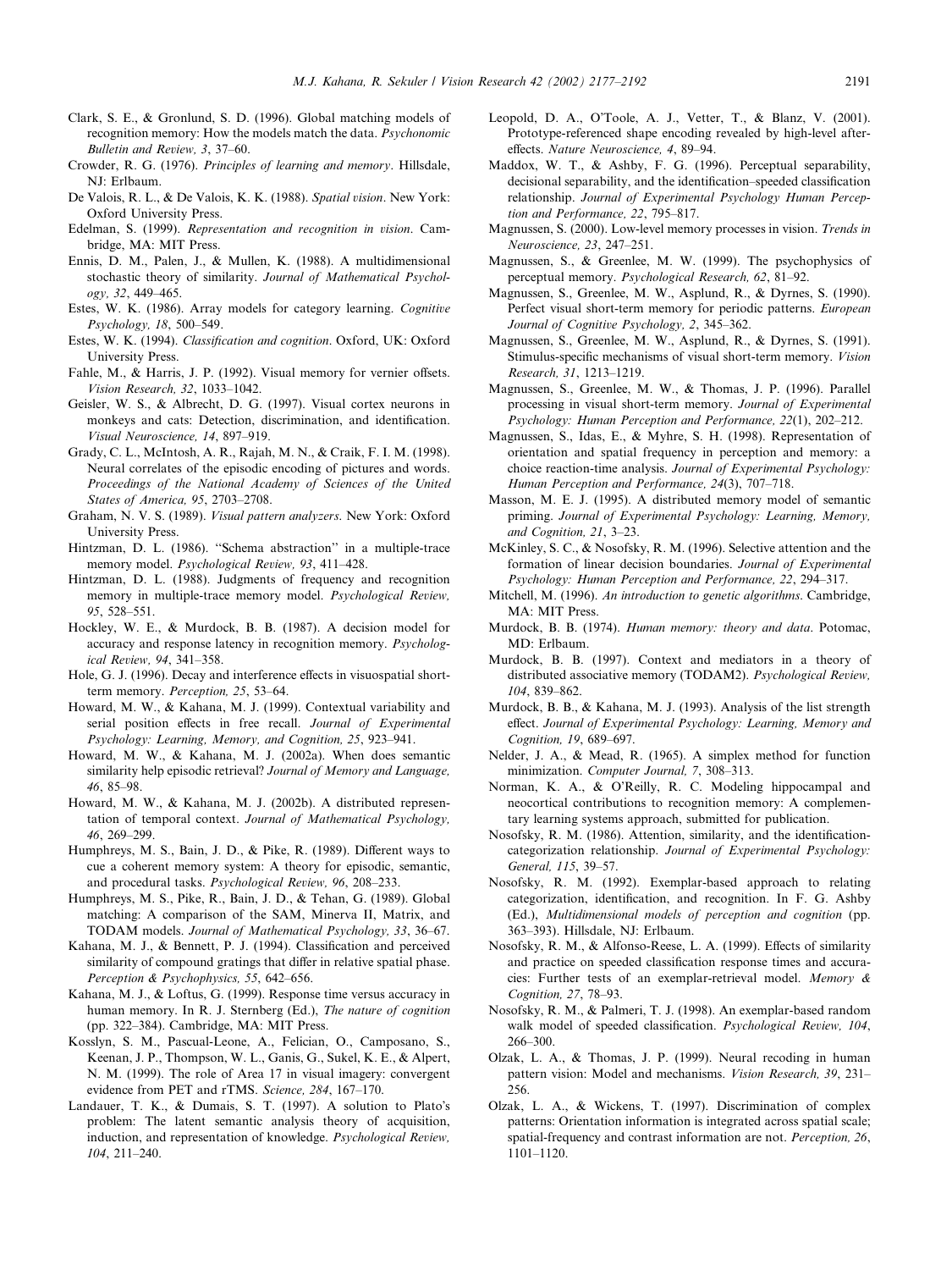Clark, S. E., & Gronlund, S. D. (1996). Global matching models of recognition memory: How the models match the data. *Psychonomic Bulletin and Review, 3*, 37–60.

Crowder, R. G. (1976). *Principles of learning and memory*. Hillsdale, NJ: Erlbaum.

De Valois, R. L., & De Valois, K. K. (1988). *Spatial vision*. New York: Oxford University Press.

Edelman, S. (1999). *Representation and recognition in vision*. Cambridge, MA: MIT Press.

Ennis, D. M., Palen, J., & Mullen, K. (1988). A multidimensional stochastic theory of similarity. *Journal of Mathematical Psychology, 32*, 449–465.

Estes, W. K. (1986). Array models for category learning. *Cognitive Psychology, 18*, 500–549.

Estes, W. K. (1994). *Classification and cognition*. Oxford, UK: Oxford University Press.

Fahle, M., & Harris, J. P. (1992). Visual memory for vernier offsets. *Vision Research, 32*, 1033–1042.

Geisler, W. S., & Albrecht, D. G. (1997). Visual cortex neurons in monkeys and cats: Detection, discrimination, and identification. *Visual Neuroscience, 14*, 897–919.

Grady, C. L., McIntosh, A. R., Rajah, M. N., & Craik, F. I. M. (1998). Neural correlates of the episodic encoding of pictures and words. *Proceedings of the National Academy of Sciences of the United States of America, 95*, 2703–2708.

Graham, N. V. S. (1989). *Visual pattern analyzers*. New York: Oxford University Press.

Hintzman, D. L. (1986). "Schema abstraction" in a multiple-trace memory model. *Psychological Review, 93*, 411–428.

Hintzman, D. L. (1988). Judgments of frequency and recognition memory in multiple-trace memory model. *Psychological Review, 95*, 528–551.

Hockley, W. E., & Murdock, B. B. (1987). A decision model for accuracy and response latency in recognition memory. *Psychological Review, 94*, 341–358.

Hole, G. J. (1996). Decay and interference effects in visuospatial short-term memory. *Perception, 25*, 53–64.

Howard, M. W., & Kahana, M. J. (1999). Contextual variability and serial position effects in free recall. *Journal of Experimental Psychology: Learning, Memory, and Cognition, 25*, 923–941.

Howard, M. W., & Kahana, M. J. (2002a). When does semantic similarity help episodic retrieval? *Journal of Memory and Language, 46*, 85–98.

Howard, M. W., & Kahana, M. J. (2002b). A distributed representation of temporal context. *Journal of Mathematical Psychology, 46*, 269–299.

Humphreys, M. S., Bain, J. D., & Pike, R. (1989). Different ways to cue a coherent memory system: A theory for episodic, semantic, and procedural tasks. *Psychological Review, 96*, 208–233.

Humphreys, M. S., Pike, R., Bain, J. D., & Tehan, G. (1989). Global matching: A comparison of the SAM, Minerva II, Matrix, and TODAM models. *Journal of Mathematical Psychology, 33*, 36–67.

Kahana, M. J., & Bennett, P. J. (1994). Classification and perceived similarity of compound gratings that differ in relative spatial phase. *Perception & Psychophysics, 55*, 642–656.

Kahana, M. J., & Loftus, G. (1999). Response time versus accuracy in human memory. In R. J. Sternberg (Ed.), *The nature of cognition* (pp. 322–384). Cambridge, MA: MIT Press.

Kosslyn, S. M., Pascual-Leone, A., Felician, O., Camposano, S., Keenan, J. P., Thompson, W. L., Ganis, G., Sukel, K. E., & Alpert, N. M. (1999). The role of Area 17 in visual imagery: convergent evidence from PET and rTMS. *Science, 284*, 167–170.

Landauer, T. K., & Dumais, S. T. (1997). A solution to Plato's problem: The latent semantic analysis theory of acquisition, induction, and representation of knowledge. *Psychological Review, 104*, 211–240.

Leopold, D. A., O'Toole, A. J., Vetter, T., & Blanz, V. (2001). Prototype-referenced shape encoding revealed by high-level aftereffects. *Nature Neuroscience, 4*, 89–94.

Maddox, W. T., & Ashby, F. G. (1996). Perceptual separability, decisional separability, and the identification–speeded classification relationship. *Journal of Experimental Psychology Human Perception and Performance, 22*, 795–817.

Magnussen, S. (2000). Low-level memory processes in vision. *Trends in Neuroscience, 23*, 247–251.

Magnussen, S., & Greenlee, M. W. (1999). The psychophysics of perceptual memory. *Psychological Research, 62*, 81–92.

Magnussen, S., Greenlee, M. W., Asplund, R., & Dyrnes, S. (1990). Perfect visual short-term memory for periodic patterns. *European Journal of Cognitive Psychology, 2*, 345–362.

Magnussen, S., Greenlee, M. W., Asplund, R., & Dyrnes, S. (1991). Stimulus-specific mechanisms of visual short-term memory. *Vision Research, 31*, 1213–1219.

Magnussen, S., Greenlee, M. W., & Thomas, J. P. (1996). Parallel processing in visual short-term memory. *Journal of Experimental Psychology: Human Perception and Performance, 22*(1), 202–212.

Magnussen, S., Idas, E., & Myhre, S. H. (1998). Representation of orientation and spatial frequency in perception and memory: a choice reaction-time analysis. *Journal of Experimental Psychology: Human Perception and Performance, 24*(3), 707–718.

Masson, M. E. J. (1995). A distributed memory model of semantic priming. *Journal of Experimental Psychology: Learning, Memory, and Cognition, 21*, 3–23.

McKinley, S. C., & Nosofsky, R. M. (1996). Selective attention and the formation of linear decision boundaries. *Journal of Experimental Psychology: Human Perception and Performance, 22*, 294–317.

Mitchell, M. (1996). *An introduction to genetic algorithms*. Cambridge, MA: MIT Press.

Murdock, B. B. (1974). *Human memory: theory and data*. Potomac, MD: Erlbaum.

Murdock, B. B. (1997). Context and mediators in a theory of distributed associative memory (TODAM2). *Psychological Review, 104*, 839–862.

Murdock, B. B., & Kahana, M. J. (1993). Analysis of the list strength effect. *Journal of Experimental Psychology: Learning, Memory and Cognition, 19*, 689–697.

Nelder, J. A., & Mead, R. (1965). A simplex method for function minimization. *Computer Journal, 7*, 308–313.

Norman, K. A., & O'Reilly, R. C. Modeling hippocampal and neocortical contributions to recognition memory: A complementary learning systems approach, submitted for publication.

Nosofsky, R. M. (1986). Attention, similarity, and the identification-categorization relationship. *Journal of Experimental Psychology: General, 115*, 39–57.

Nosofsky, R. M. (1992). Exemplar-based approach to relating categorization, identification, and recognition. In F. G. Ashby (Ed.), *Multidimensional models of perception and cognition* (pp. 363–393). Hillsdale, NJ: Erlbaum.

Nosofsky, R. M., & Alfonso-Reese, L. A. (1999). Effects of similarity and practice on speeded classification response times and accuracies: Further tests of an exemplar-retrieval model. *Memory & Cognition, 27*, 78–93.

Nosofsky, R. M., & Palmeri, T. J. (1998). An exemplar-based random walk model of speeded classification. *Psychological Review, 104*, 266–300.

Olzak, L. A., & Thomas, J. P. (1999). Neural recoding in human pattern vision: Model and mechanisms. *Vision Research, 39*, 231–256.

Olzak, L. A., & Wickens, T. (1997). Discrimination of complex patterns: Orientation information is integrated across spatial scale; spatial-frequency and contrast information are not. *Perception, 26*, 1101–1120.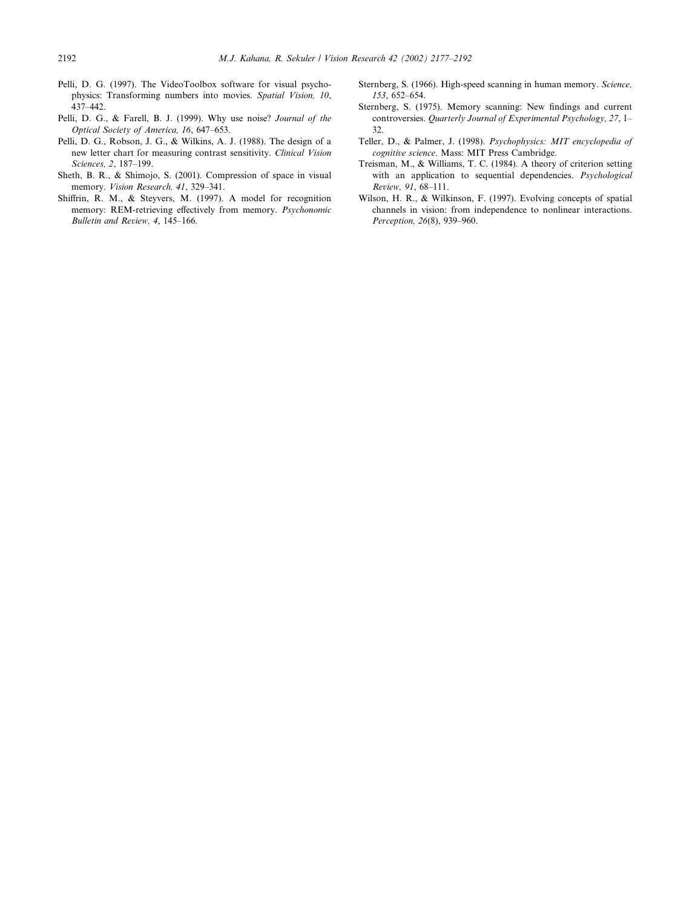Pelli, D. G. (1997). The VideoToolbox software for visual psychophysics: Transforming numbers into movies. *Spatial Vision, 10*, 437–442.

Pelli, D. G., & Farell, B. J. (1999). Why use noise? *Journal of the Optical Society of America, 16*, 647–653.

Pelli, D. G., Robson, J. G., & Wilkins, A. J. (1988). The design of a new letter chart for measuring contrast sensitivity. *Clinical Vision Sciences, 2*, 187–199.

Sheth, B. R., & Shimojo, S. (2001). Compression of space in visual memory. *Vision Research, 41*, 329–341.

Shiffrin, R. M., & Steyvers, M. (1997). A model for recognition memory: REM-retrieving effectively from memory. *Psychonomic Bulletin and Review, 4*, 145–166.

Sternberg, S. (1966). High-speed scanning in human memory. *Science, 153*, 652–654.

Sternberg, S. (1975). Memory scanning: New findings and current controversies. *Quarterly Journal of Experimental Psychology, 27*, 1–32.

Teller, D., & Palmer, J. (1998). *Psychophysics: MIT encyclopedia of cognitive science*. Mass: MIT Press Cambridge.

Treisman, M., & Williams, T. C. (1984). A theory of criterion setting with an application to sequential dependencies. *Psychological Review, 91*, 68–111.

Wilson, H. R., & Wilkinson, F. (1997). Evolving concepts of spatial channels in vision: from independence to nonlinear interactions. *Perception, 26*(8), 939–960.